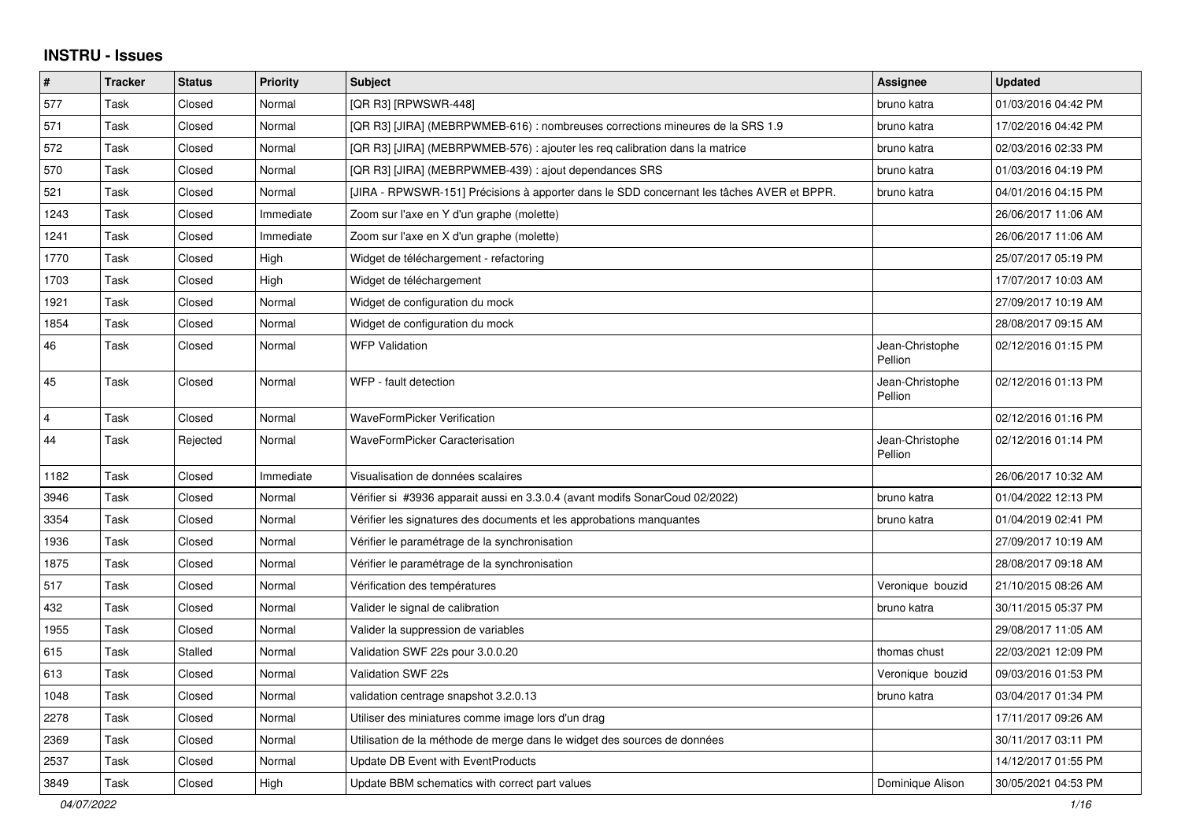# INSTRU - Issues

| # | Tracker | Status | Priority | Subject | Assignee | Updated |
|---|---|---|---|---|---|---|
| 577 | Task | Closed | Normal | [QR R3] [RPWSWR-448] | bruno katra | 01/03/2016 04:42 PM |
| 571 | Task | Closed | Normal | [QR R3] [JIRA] (MEBRPWMEB-616) : nombreuses corrections mineures de la SRS 1.9 | bruno katra | 17/02/2016 04:42 PM |
| 572 | Task | Closed | Normal | [QR R3] [JIRA] (MEBRPWMEB-576) : ajouter les req calibration dans la matrice | bruno katra | 02/03/2016 02:33 PM |
| 570 | Task | Closed | Normal | [QR R3] [JIRA] (MEBRPWMEB-439) : ajout dependances SRS | bruno katra | 01/03/2016 04:19 PM |
| 521 | Task | Closed | Normal | [JIRA - RPWSWR-151] Précisions à apporter dans le SDD concernant les tâches AVER et BPPR. | bruno katra | 04/01/2016 04:15 PM |
| 1243 | Task | Closed | Immediate | Zoom sur l'axe en Y d'un graphe (molette) | | 26/06/2017 11:06 AM |
| 1241 | Task | Closed | Immediate | Zoom sur l'axe en X d'un graphe (molette) | | 26/06/2017 11:06 AM |
| 1770 | Task | Closed | High | Widget de téléchargement - refactoring | | 25/07/2017 05:19 PM |
| 1703 | Task | Closed | High | Widget de téléchargement | | 17/07/2017 10:03 AM |
| 1921 | Task | Closed | Normal | Widget de configuration du mock | | 27/09/2017 10:19 AM |
| 1854 | Task | Closed | Normal | Widget de configuration du mock | | 28/08/2017 09:15 AM |
| 46 | Task | Closed | Normal | WFP Validation | Jean-Christophe Pellion | 02/12/2016 01:15 PM |
| 45 | Task | Closed | Normal | WFP - fault detection | Jean-Christophe Pellion | 02/12/2016 01:13 PM |
| 4 | Task | Closed | Normal | WaveFormPicker Verification | | 02/12/2016 01:16 PM |
| 44 | Task | Rejected | Normal | WaveFormPicker Caracterisation | Jean-Christophe Pellion | 02/12/2016 01:14 PM |
| 1182 | Task | Closed | Immediate | Visualisation de données scalaires | | 26/06/2017 10:32 AM |
| 3946 | Task | Closed | Normal | Vérifier si #3936 apparait aussi en 3.3.0.4 (avant modifs SonarCoud 02/2022) | bruno katra | 01/04/2022 12:13 PM |
| 3354 | Task | Closed | Normal | Vérifier les signatures des documents et les approbations manquantes | bruno katra | 01/04/2019 02:41 PM |
| 1936 | Task | Closed | Normal | Vérifier le paramétrage de la synchronisation | | 27/09/2017 10:19 AM |
| 1875 | Task | Closed | Normal | Vérifier le paramétrage de la synchronisation | | 28/08/2017 09:18 AM |
| 517 | Task | Closed | Normal | Vérification des températures | Veronique bouzid | 21/10/2015 08:26 AM |
| 432 | Task | Closed | Normal | Valider le signal de calibration | bruno katra | 30/11/2015 05:37 PM |
| 1955 | Task | Closed | Normal | Valider la suppression de variables | | 29/08/2017 11:05 AM |
| 615 | Task | Stalled | Normal | Validation SWF 22s pour 3.0.0.20 | thomas chust | 22/03/2021 12:09 PM |
| 613 | Task | Closed | Normal | Validation SWF 22s | Veronique bouzid | 09/03/2016 01:53 PM |
| 1048 | Task | Closed | Normal | validation centrage snapshot 3.2.0.13 | bruno katra | 03/04/2017 01:34 PM |
| 2278 | Task | Closed | Normal | Utiliser des miniatures comme image lors d'un drag | | 17/11/2017 09:26 AM |
| 2369 | Task | Closed | Normal | Utilisation de la méthode de merge dans le widget des sources de données | | 30/11/2017 03:11 PM |
| 2537 | Task | Closed | Normal | Update DB Event with EventProducts | | 14/12/2017 01:55 PM |
| 3849 | Task | Closed | High | Update BBM schematics with correct part values | Dominique Alison | 30/05/2021 04:53 PM |

*04/07/2022*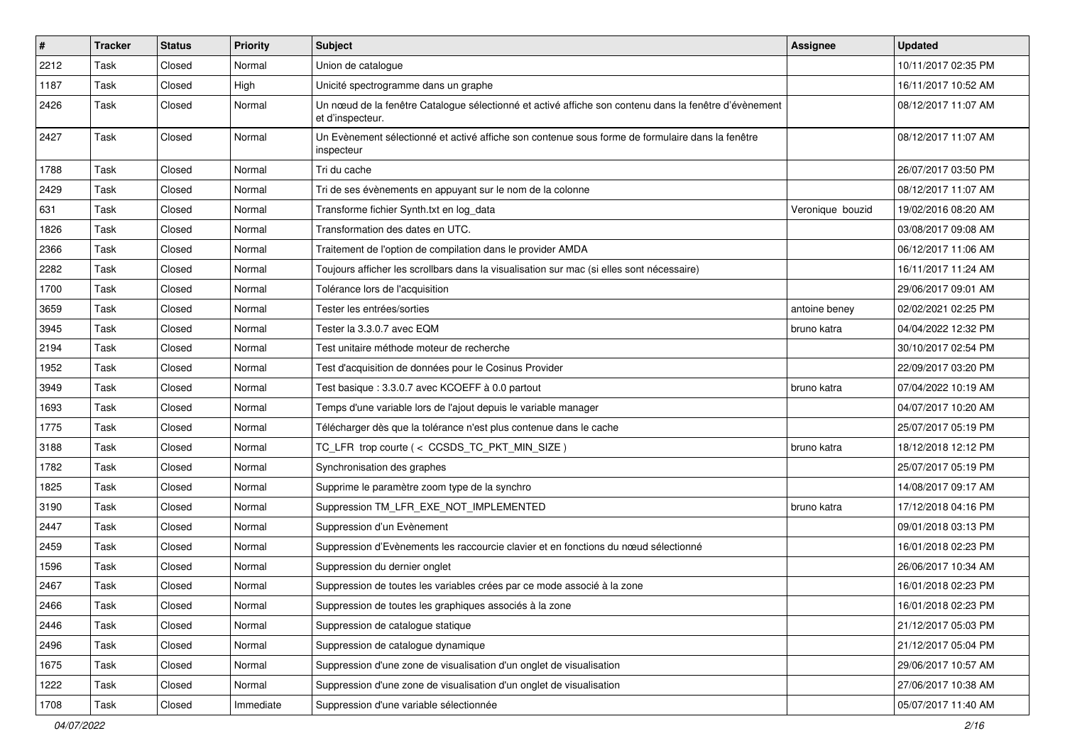| # | Tracker | Status | Priority | Subject | Assignee | Updated |
|---|---|---|---|---|---|---|
| 2212 | Task | Closed | Normal | Union de catalogue | | 10/11/2017 02:35 PM |
| 1187 | Task | Closed | High | Unicité spectrogramme dans un graphe | | 16/11/2017 10:52 AM |
| 2426 | Task | Closed | Normal | Un nœud de la fenêtre Catalogue sélectionné et activé affiche son contenu dans la fenêtre d'évènement et d'inspecteur. | | 08/12/2017 11:07 AM |
| 2427 | Task | Closed | Normal | Un Evènement sélectionné et activé affiche son contenue sous forme de formulaire dans la fenêtre inspecteur | | 08/12/2017 11:07 AM |
| 1788 | Task | Closed | Normal | Tri du cache | | 26/07/2017 03:50 PM |
| 2429 | Task | Closed | Normal | Tri de ses évènements en appuyant sur le nom de la colonne | | 08/12/2017 11:07 AM |
| 631 | Task | Closed | Normal | Transforme fichier Synth.txt en log_data | Veronique bouzid | 19/02/2016 08:20 AM |
| 1826 | Task | Closed | Normal | Transformation des dates en UTC. | | 03/08/2017 09:08 AM |
| 2366 | Task | Closed | Normal | Traitement de l'option de compilation dans le provider AMDA | | 06/12/2017 11:06 AM |
| 2282 | Task | Closed | Normal | Toujours afficher les scrollbars dans la visualisation sur mac (si elles sont nécessaire) | | 16/11/2017 11:24 AM |
| 1700 | Task | Closed | Normal | Tolérance lors de l'acquisition | | 29/06/2017 09:01 AM |
| 3659 | Task | Closed | Normal | Tester les entrées/sorties | antoine beney | 02/02/2021 02:25 PM |
| 3945 | Task | Closed | Normal | Tester la 3.3.0.7 avec EQM | bruno katra | 04/04/2022 12:32 PM |
| 2194 | Task | Closed | Normal | Test unitaire méthode moteur de recherche | | 30/10/2017 02:54 PM |
| 1952 | Task | Closed | Normal | Test d'acquisition de données pour le Cosinus Provider | | 22/09/2017 03:20 PM |
| 3949 | Task | Closed | Normal | Test basique : 3.3.0.7 avec KCOEFF à 0.0 partout | bruno katra | 07/04/2022 10:19 AM |
| 1693 | Task | Closed | Normal | Temps d'une variable lors de l'ajout depuis le variable manager | | 04/07/2017 10:20 AM |
| 1775 | Task | Closed | Normal | Télécharger dès que la tolérance n'est plus contenue dans le cache | | 25/07/2017 05:19 PM |
| 3188 | Task | Closed | Normal | TC_LFR trop courte ( < CCSDS_TC_PKT_MIN_SIZE ) | bruno katra | 18/12/2018 12:12 PM |
| 1782 | Task | Closed | Normal | Synchronisation des graphes | | 25/07/2017 05:19 PM |
| 1825 | Task | Closed | Normal | Supprime le paramètre zoom type de la synchro | | 14/08/2017 09:17 AM |
| 3190 | Task | Closed | Normal | Suppression TM_LFR_EXE_NOT_IMPLEMENTED | bruno katra | 17/12/2018 04:16 PM |
| 2447 | Task | Closed | Normal | Suppression d'un Evènement | | 09/01/2018 03:13 PM |
| 2459 | Task | Closed | Normal | Suppression d'Evènements les raccourcie clavier et en fonctions du nœud sélectionné | | 16/01/2018 02:23 PM |
| 1596 | Task | Closed | Normal | Suppression du dernier onglet | | 26/06/2017 10:34 AM |
| 2467 | Task | Closed | Normal | Suppression de toutes les variables crées par ce mode associé à la zone | | 16/01/2018 02:23 PM |
| 2466 | Task | Closed | Normal | Suppression de toutes les graphiques associés à la zone | | 16/01/2018 02:23 PM |
| 2446 | Task | Closed | Normal | Suppression de catalogue statique | | 21/12/2017 05:03 PM |
| 2496 | Task | Closed | Normal | Suppression de catalogue dynamique | | 21/12/2017 05:04 PM |
| 1675 | Task | Closed | Normal | Suppression d'une zone de visualisation d'un onglet de visualisation | | 29/06/2017 10:57 AM |
| 1222 | Task | Closed | Normal | Suppression d'une zone de visualisation d'un onglet de visualisation | | 27/06/2017 10:38 AM |
| 1708 | Task | Closed | Immediate | Suppression d'une variable sélectionnée | | 05/07/2017 11:40 AM |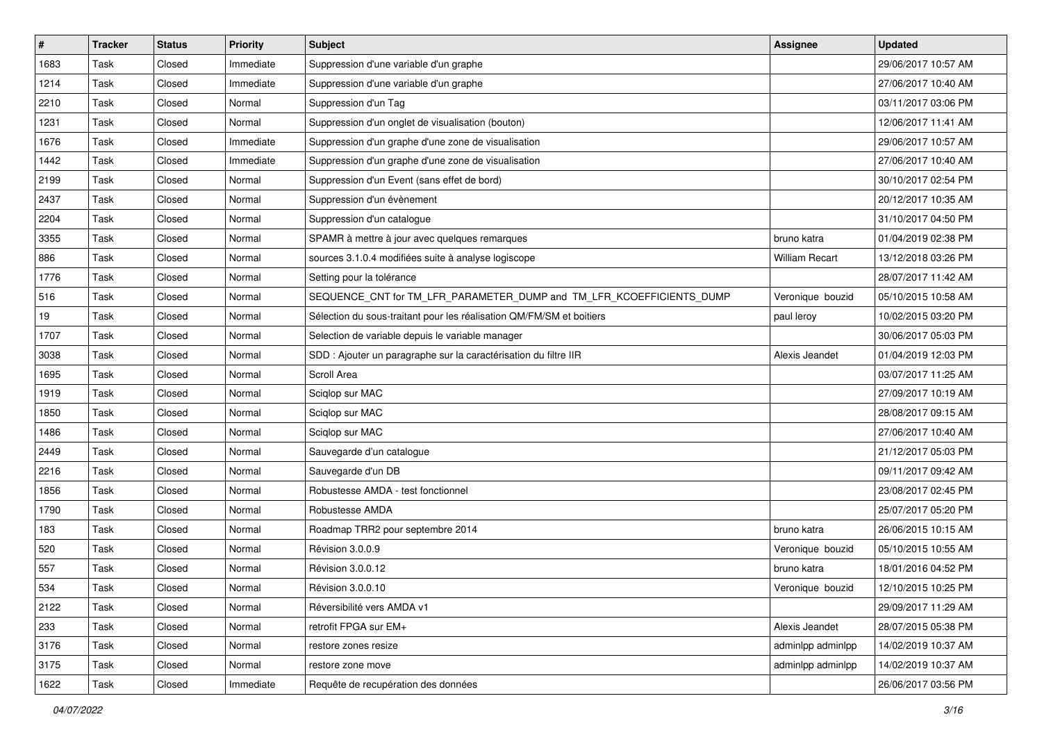| # | Tracker | Status | Priority | Subject | Assignee | Updated |
|---|---|---|---|---|---|---|
| 1683 | Task | Closed | Immediate | Suppression d'une variable d'un graphe | | 29/06/2017 10:57 AM |
| 1214 | Task | Closed | Immediate | Suppression d'une variable d'un graphe | | 27/06/2017 10:40 AM |
| 2210 | Task | Closed | Normal | Suppression d'un Tag | | 03/11/2017 03:06 PM |
| 1231 | Task | Closed | Normal | Suppression d'un onglet de visualisation (bouton) | | 12/06/2017 11:41 AM |
| 1676 | Task | Closed | Immediate | Suppression d'un graphe d'une zone de visualisation | | 29/06/2017 10:57 AM |
| 1442 | Task | Closed | Immediate | Suppression d'un graphe d'une zone de visualisation | | 27/06/2017 10:40 AM |
| 2199 | Task | Closed | Normal | Suppression d'un Event (sans effet de bord) | | 30/10/2017 02:54 PM |
| 2437 | Task | Closed | Normal | Suppression d'un évènement | | 20/12/2017 10:35 AM |
| 2204 | Task | Closed | Normal | Suppression d'un catalogue | | 31/10/2017 04:50 PM |
| 3355 | Task | Closed | Normal | SPAMR à mettre à jour avec quelques remarques | bruno katra | 01/04/2019 02:38 PM |
| 886 | Task | Closed | Normal | sources 3.1.0.4 modifiées suite à analyse logiscope | William Recart | 13/12/2018 03:26 PM |
| 1776 | Task | Closed | Normal | Setting pour la tolérance | | 28/07/2017 11:42 AM |
| 516 | Task | Closed | Normal | SEQUENCE_CNT for TM_LFR_PARAMETER_DUMP and TM_LFR_KCOEFFICIENTS_DUMP | Veronique bouzid | 05/10/2015 10:58 AM |
| 19 | Task | Closed | Normal | Sélection du sous-traitant pour les réalisation QM/FM/SM et boitiers | paul leroy | 10/02/2015 03:20 PM |
| 1707 | Task | Closed | Normal | Selection de variable depuis le variable manager | | 30/06/2017 05:03 PM |
| 3038 | Task | Closed | Normal | SDD : Ajouter un paragraphe sur la caractérisation du filtre IIR | Alexis Jeandet | 01/04/2019 12:03 PM |
| 1695 | Task | Closed | Normal | Scroll Area | | 03/07/2017 11:25 AM |
| 1919 | Task | Closed | Normal | Sciqlop sur MAC | | 27/09/2017 10:19 AM |
| 1850 | Task | Closed | Normal | Sciqlop sur MAC | | 28/08/2017 09:15 AM |
| 1486 | Task | Closed | Normal | Sciqlop sur MAC | | 27/06/2017 10:40 AM |
| 2449 | Task | Closed | Normal | Sauvegarde d'un catalogue | | 21/12/2017 05:03 PM |
| 2216 | Task | Closed | Normal | Sauvegarde d'un DB | | 09/11/2017 09:42 AM |
| 1856 | Task | Closed | Normal | Robustesse AMDA - test fonctionnel | | 23/08/2017 02:45 PM |
| 1790 | Task | Closed | Normal | Robustesse AMDA | | 25/07/2017 05:20 PM |
| 183 | Task | Closed | Normal | Roadmap TRR2 pour septembre 2014 | bruno katra | 26/06/2015 10:15 AM |
| 520 | Task | Closed | Normal | Révision 3.0.0.9 | Veronique bouzid | 05/10/2015 10:55 AM |
| 557 | Task | Closed | Normal | Révision 3.0.0.12 | bruno katra | 18/01/2016 04:52 PM |
| 534 | Task | Closed | Normal | Révision 3.0.0.10 | Veronique bouzid | 12/10/2015 10:25 PM |
| 2122 | Task | Closed | Normal | Réversibilité vers AMDA v1 | | 29/09/2017 11:29 AM |
| 233 | Task | Closed | Normal | retrofit FPGA sur EM+ | Alexis Jeandet | 28/07/2015 05:38 PM |
| 3176 | Task | Closed | Normal | restore zones resize | adminlpp adminlpp | 14/02/2019 10:37 AM |
| 3175 | Task | Closed | Normal | restore zone move | adminlpp adminlpp | 14/02/2019 10:37 AM |
| 1622 | Task | Closed | Immediate | Requête de recupération des données | | 26/06/2017 03:56 PM |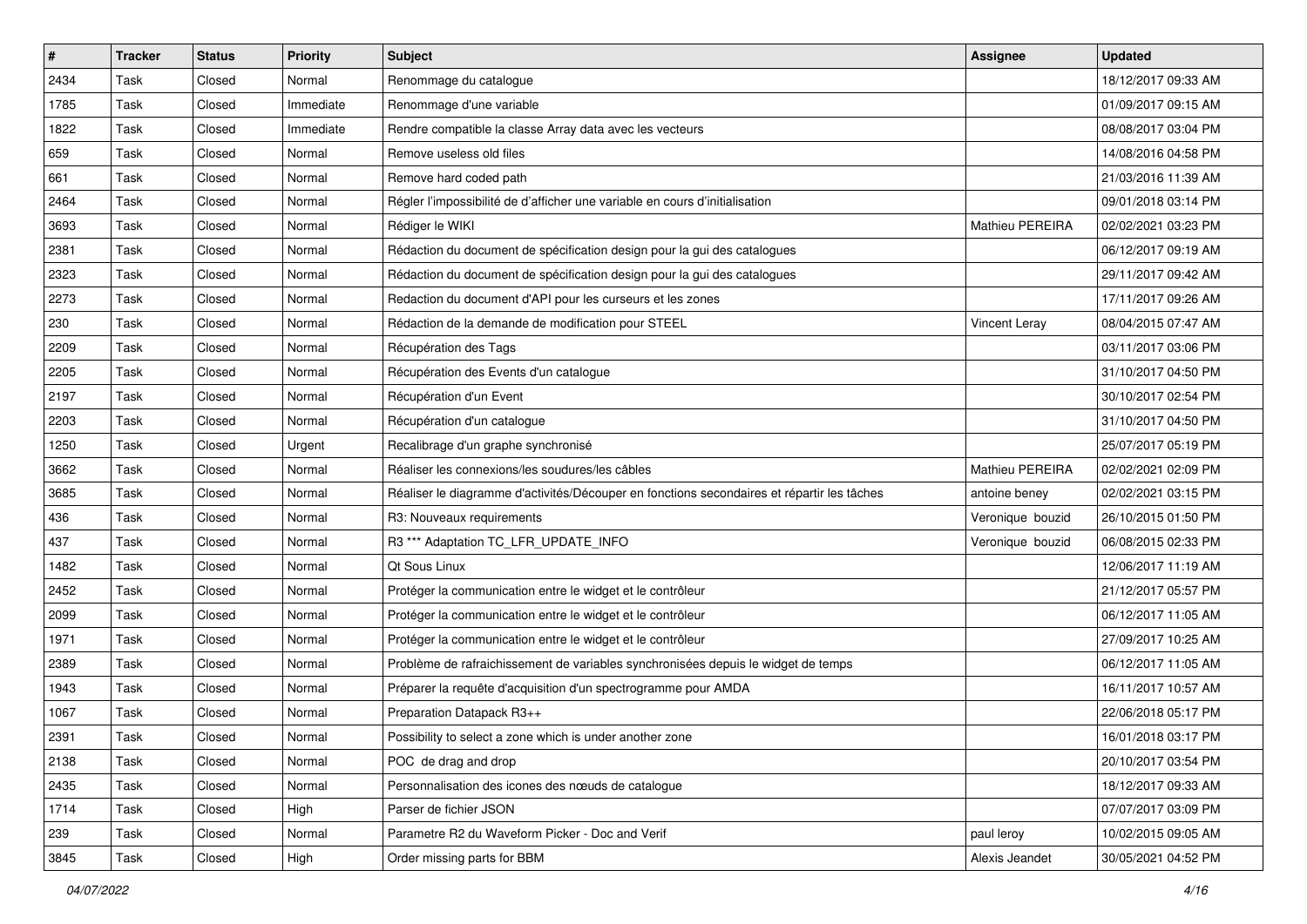| # | Tracker | Status | Priority | Subject | Assignee | Updated |
|---|---|---|---|---|---|---|
| 2434 | Task | Closed | Normal | Renommage du catalogue | | 18/12/2017 09:33 AM |
| 1785 | Task | Closed | Immediate | Renommage d'une variable | | 01/09/2017 09:15 AM |
| 1822 | Task | Closed | Immediate | Rendre compatible la classe Array data avec les vecteurs | | 08/08/2017 03:04 PM |
| 659 | Task | Closed | Normal | Remove useless old files | | 14/08/2016 04:58 PM |
| 661 | Task | Closed | Normal | Remove hard coded path | | 21/03/2016 11:39 AM |
| 2464 | Task | Closed | Normal | Régler l'impossibilité de d'afficher une variable en cours d'initialisation | | 09/01/2018 03:14 PM |
| 3693 | Task | Closed | Normal | Rédiger le WIKI | Mathieu PEREIRA | 02/02/2021 03:23 PM |
| 2381 | Task | Closed | Normal | Rédaction du document de spécification design pour la gui des catalogues | | 06/12/2017 09:19 AM |
| 2323 | Task | Closed | Normal | Rédaction du document de spécification design pour la gui des catalogues | | 29/11/2017 09:42 AM |
| 2273 | Task | Closed | Normal | Redaction du document d'API pour les curseurs et les zones | | 17/11/2017 09:26 AM |
| 230 | Task | Closed | Normal | Rédaction de la demande de modification pour STEEL | Vincent Leray | 08/04/2015 07:47 AM |
| 2209 | Task | Closed | Normal | Récupération des Tags | | 03/11/2017 03:06 PM |
| 2205 | Task | Closed | Normal | Récupération des Events d'un catalogue | | 31/10/2017 04:50 PM |
| 2197 | Task | Closed | Normal | Récupération d'un Event | | 30/10/2017 02:54 PM |
| 2203 | Task | Closed | Normal | Récupération d'un catalogue | | 31/10/2017 04:50 PM |
| 1250 | Task | Closed | Urgent | Recalibrage d'un graphe synchronisé | | 25/07/2017 05:19 PM |
| 3662 | Task | Closed | Normal | Réaliser les connexions/les soudures/les câbles | Mathieu PEREIRA | 02/02/2021 02:09 PM |
| 3685 | Task | Closed | Normal | Réaliser le diagramme d'activités/Découper en fonctions secondaires et répartir les tâches | antoine beney | 02/02/2021 03:15 PM |
| 436 | Task | Closed | Normal | R3: Nouveaux requirements | Veronique bouzid | 26/10/2015 01:50 PM |
| 437 | Task | Closed | Normal | R3 *** Adaptation TC_LFR_UPDATE_INFO | Veronique bouzid | 06/08/2015 02:33 PM |
| 1482 | Task | Closed | Normal | Qt Sous Linux | | 12/06/2017 11:19 AM |
| 2452 | Task | Closed | Normal | Protéger la communication entre le widget et le contrôleur | | 21/12/2017 05:57 PM |
| 2099 | Task | Closed | Normal | Protéger la communication entre le widget et le contrôleur | | 06/12/2017 11:05 AM |
| 1971 | Task | Closed | Normal | Protéger la communication entre le widget et le contrôleur | | 27/09/2017 10:25 AM |
| 2389 | Task | Closed | Normal | Problème de rafraichissement de variables synchronisées depuis le widget de temps | | 06/12/2017 11:05 AM |
| 1943 | Task | Closed | Normal | Préparer la requête d'acquisition d'un spectrogramme pour AMDA | | 16/11/2017 10:57 AM |
| 1067 | Task | Closed | Normal | Preparation Datapack R3++ | | 22/06/2018 05:17 PM |
| 2391 | Task | Closed | Normal | Possibility to select a zone which is under another zone | | 16/01/2018 03:17 PM |
| 2138 | Task | Closed | Normal | POC de drag and drop | | 20/10/2017 03:54 PM |
| 2435 | Task | Closed | Normal | Personnalisation des icones des nœuds de catalogue | | 18/12/2017 09:33 AM |
| 1714 | Task | Closed | High | Parser de fichier JSON | | 07/07/2017 03:09 PM |
| 239 | Task | Closed | Normal | Parametre R2 du Waveform Picker - Doc and Verif | paul leroy | 10/02/2015 09:05 AM |
| 3845 | Task | Closed | High | Order missing parts for BBM | Alexis Jeandet | 30/05/2021 04:52 PM |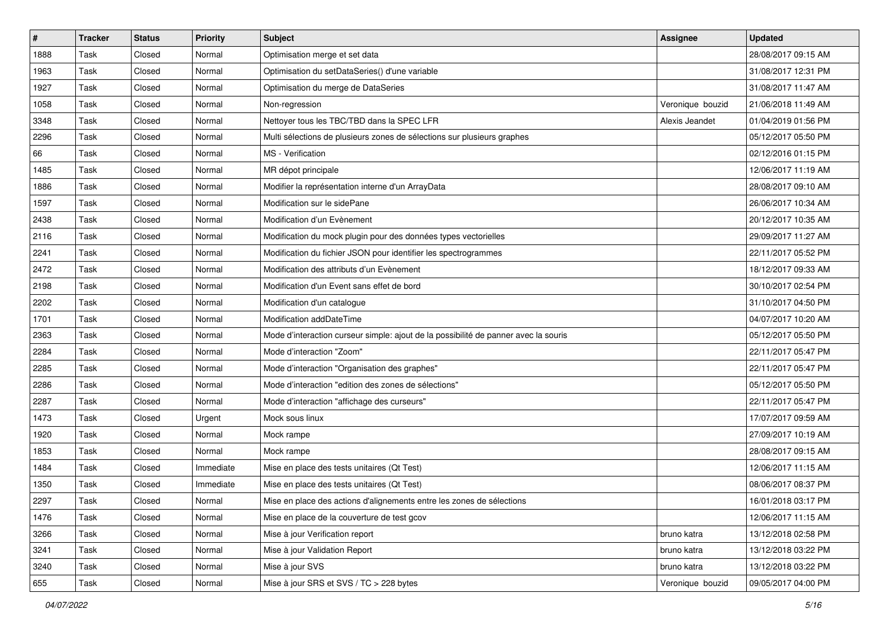| # | Tracker | Status | Priority | Subject | Assignee | Updated |
|---|---|---|---|---|---|---|
| 1888 | Task | Closed | Normal | Optimisation merge et set data | | 28/08/2017 09:15 AM |
| 1963 | Task | Closed | Normal | Optimisation du setDataSeries() d'une variable | | 31/08/2017 12:31 PM |
| 1927 | Task | Closed | Normal | Optimisation du merge de DataSeries | | 31/08/2017 11:47 AM |
| 1058 | Task | Closed | Normal | Non-regression | Veronique bouzid | 21/06/2018 11:49 AM |
| 3348 | Task | Closed | Normal | Nettoyer tous les TBC/TBD dans la SPEC LFR | Alexis Jeandet | 01/04/2019 01:56 PM |
| 2296 | Task | Closed | Normal | Multi sélections de plusieurs zones de sélections sur plusieurs graphes | | 05/12/2017 05:50 PM |
| 66 | Task | Closed | Normal | MS - Verification | | 02/12/2016 01:15 PM |
| 1485 | Task | Closed | Normal | MR dépot principale | | 12/06/2017 11:19 AM |
| 1886 | Task | Closed | Normal | Modifier la représentation interne d'un ArrayData | | 28/08/2017 09:10 AM |
| 1597 | Task | Closed | Normal | Modification sur le sidePane | | 26/06/2017 10:34 AM |
| 2438 | Task | Closed | Normal | Modification d'un Evènement | | 20/12/2017 10:35 AM |
| 2116 | Task | Closed | Normal | Modification du mock plugin pour des données types vectorielles | | 29/09/2017 11:27 AM |
| 2241 | Task | Closed | Normal | Modification du fichier JSON pour identifier les spectrogrammes | | 22/11/2017 05:52 PM |
| 2472 | Task | Closed | Normal | Modification des attributs d'un Evènement | | 18/12/2017 09:33 AM |
| 2198 | Task | Closed | Normal | Modification d'un Event sans effet de bord | | 30/10/2017 02:54 PM |
| 2202 | Task | Closed | Normal | Modification d'un catalogue | | 31/10/2017 04:50 PM |
| 1701 | Task | Closed | Normal | Modification addDateTime | | 04/07/2017 10:20 AM |
| 2363 | Task | Closed | Normal | Mode d'interaction curseur simple: ajout de la possibilité de panner avec la souris | | 05/12/2017 05:50 PM |
| 2284 | Task | Closed | Normal | Mode d'interaction "Zoom" | | 22/11/2017 05:47 PM |
| 2285 | Task | Closed | Normal | Mode d'interaction "Organisation des graphes" | | 22/11/2017 05:47 PM |
| 2286 | Task | Closed | Normal | Mode d'interaction "edition des zones de sélections" | | 05/12/2017 05:50 PM |
| 2287 | Task | Closed | Normal | Mode d'interaction "affichage des curseurs" | | 22/11/2017 05:47 PM |
| 1473 | Task | Closed | Urgent | Mock sous linux | | 17/07/2017 09:59 AM |
| 1920 | Task | Closed | Normal | Mock rampe | | 27/09/2017 10:19 AM |
| 1853 | Task | Closed | Normal | Mock rampe | | 28/08/2017 09:15 AM |
| 1484 | Task | Closed | Immediate | Mise en place des tests unitaires (Qt Test) | | 12/06/2017 11:15 AM |
| 1350 | Task | Closed | Immediate | Mise en place des tests unitaires (Qt Test) | | 08/06/2017 08:37 PM |
| 2297 | Task | Closed | Normal | Mise en place des actions d'alignements entre les zones de sélections | | 16/01/2018 03:17 PM |
| 1476 | Task | Closed | Normal | Mise en place de la couverture de test gcov | | 12/06/2017 11:15 AM |
| 3266 | Task | Closed | Normal | Mise à jour Verification report | bruno katra | 13/12/2018 02:58 PM |
| 3241 | Task | Closed | Normal | Mise à jour Validation Report | bruno katra | 13/12/2018 03:22 PM |
| 3240 | Task | Closed | Normal | Mise à jour SVS | bruno katra | 13/12/2018 03:22 PM |
| 655 | Task | Closed | Normal | Mise à jour SRS et SVS / TC > 228 bytes | Veronique bouzid | 09/05/2017 04:00 PM |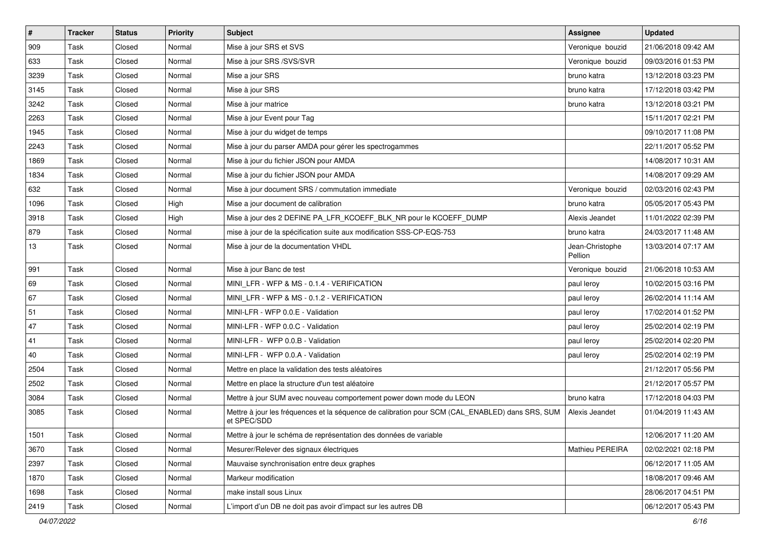| # | Tracker | Status | Priority | Subject | Assignee | Updated |
|---|---|---|---|---|---|---|
| 909 | Task | Closed | Normal | Mise à jour SRS et SVS | Veronique bouzid | 21/06/2018 09:42 AM |
| 633 | Task | Closed | Normal | Mise à jour SRS /SVS/SVR | Veronique bouzid | 09/03/2016 01:53 PM |
| 3239 | Task | Closed | Normal | Mise a jour SRS | bruno katra | 13/12/2018 03:23 PM |
| 3145 | Task | Closed | Normal | Mise à jour SRS | bruno katra | 17/12/2018 03:42 PM |
| 3242 | Task | Closed | Normal | Mise à jour matrice | bruno katra | 13/12/2018 03:21 PM |
| 2263 | Task | Closed | Normal | Mise à jour Event pour Tag | | 15/11/2017 02:21 PM |
| 1945 | Task | Closed | Normal | Mise à jour du widget de temps | | 09/10/2017 11:08 PM |
| 2243 | Task | Closed | Normal | Mise à jour du parser AMDA pour gérer les spectrogammes | | 22/11/2017 05:52 PM |
| 1869 | Task | Closed | Normal | Mise à jour du fichier JSON pour AMDA | | 14/08/2017 10:31 AM |
| 1834 | Task | Closed | Normal | Mise à jour du fichier JSON pour AMDA | | 14/08/2017 09:29 AM |
| 632 | Task | Closed | Normal | Mise à jour document SRS / commutation immediate | Veronique bouzid | 02/03/2016 02:43 PM |
| 1096 | Task | Closed | High | Mise a jour document de calibration | bruno katra | 05/05/2017 05:43 PM |
| 3918 | Task | Closed | High | Mise à jour des 2 DEFINE PA_LFR_KCOEFF_BLK_NR pour le KCOEFF_DUMP | Alexis Jeandet | 11/01/2022 02:39 PM |
| 879 | Task | Closed | Normal | mise à jour de la spécification suite aux modification SSS-CP-EQS-753 | bruno katra | 24/03/2017 11:48 AM |
| 13 | Task | Closed | Normal | Mise à jour de la documentation VHDL | Jean-Christophe Pellion | 13/03/2014 07:17 AM |
| 991 | Task | Closed | Normal | Mise à jour Banc de test | Veronique bouzid | 21/06/2018 10:53 AM |
| 69 | Task | Closed | Normal | MINI_LFR - WFP & MS - 0.1.4 - VERIFICATION | paul leroy | 10/02/2015 03:16 PM |
| 67 | Task | Closed | Normal | MINI_LFR - WFP & MS - 0.1.2 - VERIFICATION | paul leroy | 26/02/2014 11:14 AM |
| 51 | Task | Closed | Normal | MINI-LFR - WFP 0.0.E - Validation | paul leroy | 17/02/2014 01:52 PM |
| 47 | Task | Closed | Normal | MINI-LFR - WFP 0.0.C - Validation | paul leroy | 25/02/2014 02:19 PM |
| 41 | Task | Closed | Normal | MINI-LFR - WFP 0.0.B - Validation | paul leroy | 25/02/2014 02:20 PM |
| 40 | Task | Closed | Normal | MINI-LFR - WFP 0.0.A - Validation | paul leroy | 25/02/2014 02:19 PM |
| 2504 | Task | Closed | Normal | Mettre en place la validation des tests aléatoires | | 21/12/2017 05:56 PM |
| 2502 | Task | Closed | Normal | Mettre en place la structure d'un test aléatoire | | 21/12/2017 05:57 PM |
| 3084 | Task | Closed | Normal | Mettre à jour SUM avec nouveau comportement power down mode du LEON | bruno katra | 17/12/2018 04:03 PM |
| 3085 | Task | Closed | Normal | Mettre à jour les fréquences et la séquence de calibration pour SCM (CAL_ENABLED) dans SRS, SUM et SPEC/SDD | Alexis Jeandet | 01/04/2019 11:43 AM |
| 1501 | Task | Closed | Normal | Mettre à jour le schéma de représentation des données de variable | | 12/06/2017 11:20 AM |
| 3670 | Task | Closed | Normal | Mesurer/Relever des signaux électriques | Mathieu PEREIRA | 02/02/2021 02:18 PM |
| 2397 | Task | Closed | Normal | Mauvaise synchronisation entre deux graphes | | 06/12/2017 11:05 AM |
| 1870 | Task | Closed | Normal | Markeur modification | | 18/08/2017 09:46 AM |
| 1698 | Task | Closed | Normal | make install sous Linux | | 28/06/2017 04:51 PM |
| 2419 | Task | Closed | Normal | L'import d'un DB ne doit pas avoir d'impact sur les autres DB | | 06/12/2017 05:43 PM |

*04/07/2022*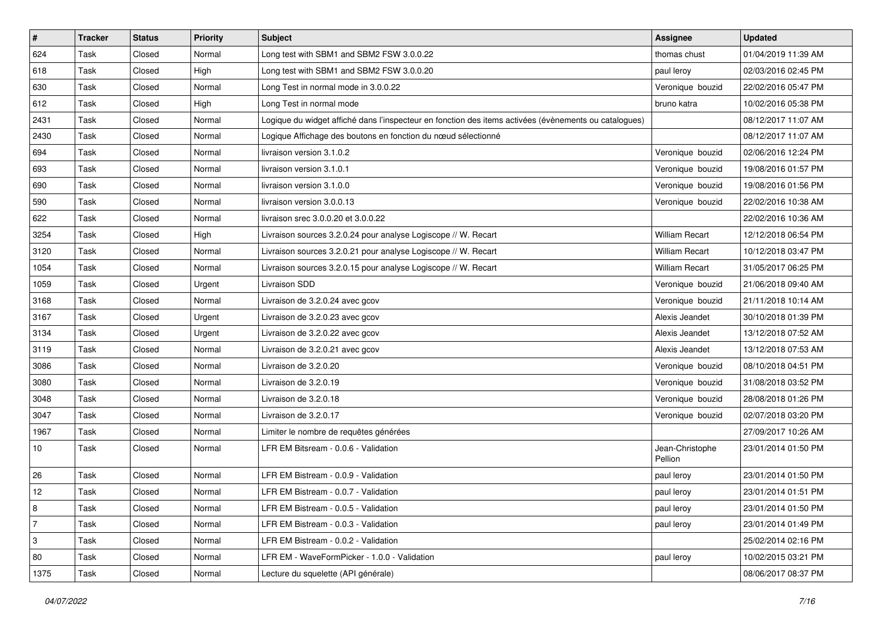| # | Tracker | Status | Priority | Subject | Assignee | Updated |
|---|---|---|---|---|---|---|
| 624 | Task | Closed | Normal | Long test with SBM1 and SBM2 FSW 3.0.0.22 | thomas chust | 01/04/2019 11:39 AM |
| 618 | Task | Closed | High | Long test with SBM1 and SBM2 FSW 3.0.0.20 | paul leroy | 02/03/2016 02:45 PM |
| 630 | Task | Closed | Normal | Long Test in normal mode in 3.0.0.22 | Veronique bouzid | 22/02/2016 05:47 PM |
| 612 | Task | Closed | High | Long Test in normal mode | bruno katra | 10/02/2016 05:38 PM |
| 2431 | Task | Closed | Normal | Logique du widget affiché dans l'inspecteur en fonction des items activées (évènements ou catalogues) | | 08/12/2017 11:07 AM |
| 2430 | Task | Closed | Normal | Logique Affichage des boutons en fonction du nœud sélectionné | | 08/12/2017 11:07 AM |
| 694 | Task | Closed | Normal | livraison version 3.1.0.2 | Veronique bouzid | 02/06/2016 12:24 PM |
| 693 | Task | Closed | Normal | livraison version 3.1.0.1 | Veronique bouzid | 19/08/2016 01:57 PM |
| 690 | Task | Closed | Normal | livraison version 3.1.0.0 | Veronique bouzid | 19/08/2016 01:56 PM |
| 590 | Task | Closed | Normal | livraison version 3.0.0.13 | Veronique bouzid | 22/02/2016 10:38 AM |
| 622 | Task | Closed | Normal | livraison srec 3.0.0.20 et 3.0.0.22 | | 22/02/2016 10:36 AM |
| 3254 | Task | Closed | High | Livraison sources 3.2.0.24 pour analyse Logiscope // W. Recart | William Recart | 12/12/2018 06:54 PM |
| 3120 | Task | Closed | Normal | Livraison sources 3.2.0.21 pour analyse Logiscope // W. Recart | William Recart | 10/12/2018 03:47 PM |
| 1054 | Task | Closed | Normal | Livraison sources 3.2.0.15 pour analyse Logiscope // W. Recart | William Recart | 31/05/2017 06:25 PM |
| 1059 | Task | Closed | Urgent | Livraison SDD | Veronique bouzid | 21/06/2018 09:40 AM |
| 3168 | Task | Closed | Normal | Livraison de 3.2.0.24 avec gcov | Veronique bouzid | 21/11/2018 10:14 AM |
| 3167 | Task | Closed | Urgent | Livraison de 3.2.0.23 avec gcov | Alexis Jeandet | 30/10/2018 01:39 PM |
| 3134 | Task | Closed | Urgent | Livraison de 3.2.0.22 avec gcov | Alexis Jeandet | 13/12/2018 07:52 AM |
| 3119 | Task | Closed | Normal | Livraison de 3.2.0.21 avec gcov | Alexis Jeandet | 13/12/2018 07:53 AM |
| 3086 | Task | Closed | Normal | Livraison de 3.2.0.20 | Veronique bouzid | 08/10/2018 04:51 PM |
| 3080 | Task | Closed | Normal | Livraison de 3.2.0.19 | Veronique bouzid | 31/08/2018 03:52 PM |
| 3048 | Task | Closed | Normal | Livraison de 3.2.0.18 | Veronique bouzid | 28/08/2018 01:26 PM |
| 3047 | Task | Closed | Normal | Livraison de 3.2.0.17 | Veronique bouzid | 02/07/2018 03:20 PM |
| 1967 | Task | Closed | Normal | Limiter le nombre de requêtes générées | | 27/09/2017 10:26 AM |
| 10 | Task | Closed | Normal | LFR EM Bitsream - 0.0.6 - Validation | Jean-Christophe Pellion | 23/01/2014 01:50 PM |
| 26 | Task | Closed | Normal | LFR EM Bistream - 0.0.9 - Validation | paul leroy | 23/01/2014 01:50 PM |
| 12 | Task | Closed | Normal | LFR EM Bistream - 0.0.7 - Validation | paul leroy | 23/01/2014 01:51 PM |
| 8 | Task | Closed | Normal | LFR EM Bistream - 0.0.5 - Validation | paul leroy | 23/01/2014 01:50 PM |
| 7 | Task | Closed | Normal | LFR EM Bistream - 0.0.3 - Validation | paul leroy | 23/01/2014 01:49 PM |
| 3 | Task | Closed | Normal | LFR EM Bistream - 0.0.2 - Validation | | 25/02/2014 02:16 PM |
| 80 | Task | Closed | Normal | LFR EM - WaveFormPicker - 1.0.0 - Validation | paul leroy | 10/02/2015 03:21 PM |
| 1375 | Task | Closed | Normal | Lecture du squelette (API générale) | | 08/06/2017 08:37 PM |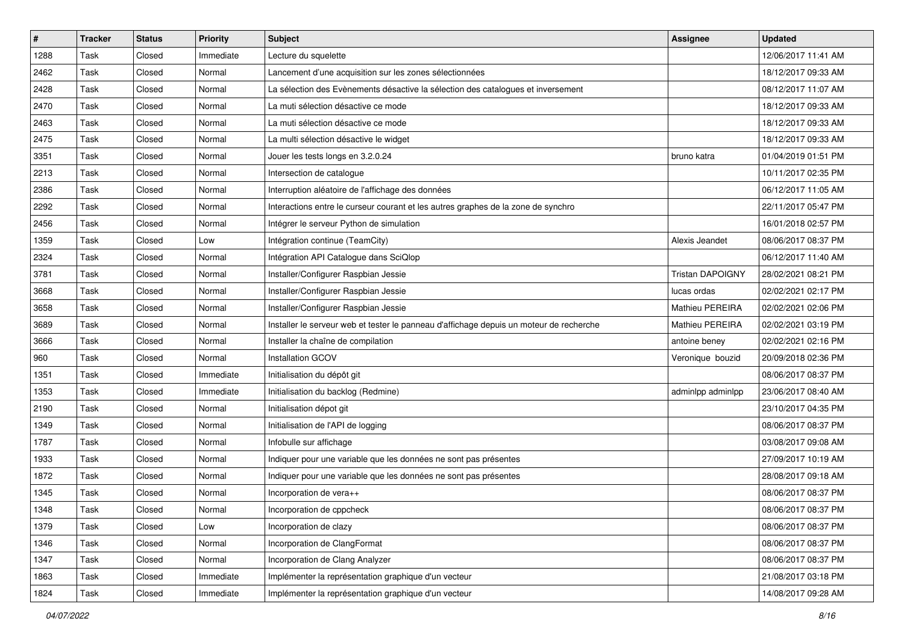| # | Tracker | Status | Priority | Subject | Assignee | Updated |
|---|---|---|---|---|---|---|
| 1288 | Task | Closed | Immediate | Lecture du squelette | | 12/06/2017 11:41 AM |
| 2462 | Task | Closed | Normal | Lancement d'une acquisition sur les zones sélectionnées | | 18/12/2017 09:33 AM |
| 2428 | Task | Closed | Normal | La sélection des Evènements désactive la sélection des catalogues et inversement | | 08/12/2017 11:07 AM |
| 2470 | Task | Closed | Normal | La muti sélection désactive ce mode | | 18/12/2017 09:33 AM |
| 2463 | Task | Closed | Normal | La muti sélection désactive ce mode | | 18/12/2017 09:33 AM |
| 2475 | Task | Closed | Normal | La multi sélection désactive le widget | | 18/12/2017 09:33 AM |
| 3351 | Task | Closed | Normal | Jouer les tests longs en 3.2.0.24 | bruno katra | 01/04/2019 01:51 PM |
| 2213 | Task | Closed | Normal | Intersection de catalogue | | 10/11/2017 02:35 PM |
| 2386 | Task | Closed | Normal | Interruption aléatoire de l'affichage des données | | 06/12/2017 11:05 AM |
| 2292 | Task | Closed | Normal | Interactions entre le curseur courant et les autres graphes de la zone de synchro | | 22/11/2017 05:47 PM |
| 2456 | Task | Closed | Normal | Intégrer le serveur Python de simulation | | 16/01/2018 02:57 PM |
| 1359 | Task | Closed | Low | Intégration continue (TeamCity) | Alexis Jeandet | 08/06/2017 08:37 PM |
| 2324 | Task | Closed | Normal | Intégration API Catalogue dans SciQlop | | 06/12/2017 11:40 AM |
| 3781 | Task | Closed | Normal | Installer/Configurer Raspbian Jessie | Tristan DAPOIGNY | 28/02/2021 08:21 PM |
| 3668 | Task | Closed | Normal | Installer/Configurer Raspbian Jessie | lucas ordas | 02/02/2021 02:17 PM |
| 3658 | Task | Closed | Normal | Installer/Configurer Raspbian Jessie | Mathieu PEREIRA | 02/02/2021 02:06 PM |
| 3689 | Task | Closed | Normal | Installer le serveur web et tester le panneau d'affichage depuis un moteur de recherche | Mathieu PEREIRA | 02/02/2021 03:19 PM |
| 3666 | Task | Closed | Normal | Installer la chaîne de compilation | antoine beney | 02/02/2021 02:16 PM |
| 960 | Task | Closed | Normal | Installation GCOV | Veronique bouzid | 20/09/2018 02:36 PM |
| 1351 | Task | Closed | Immediate | Initialisation du dépôt git | | 08/06/2017 08:37 PM |
| 1353 | Task | Closed | Immediate | Initialisation du backlog (Redmine) | adminlpp adminlpp | 23/06/2017 08:40 AM |
| 2190 | Task | Closed | Normal | Initialisation dépot git | | 23/10/2017 04:35 PM |
| 1349 | Task | Closed | Normal | Initialisation de l'API de logging | | 08/06/2017 08:37 PM |
| 1787 | Task | Closed | Normal | Infobulle sur affichage | | 03/08/2017 09:08 AM |
| 1933 | Task | Closed | Normal | Indiquer pour une variable que les données ne sont pas présentes | | 27/09/2017 10:19 AM |
| 1872 | Task | Closed | Normal | Indiquer pour une variable que les données ne sont pas présentes | | 28/08/2017 09:18 AM |
| 1345 | Task | Closed | Normal | Incorporation de vera++ | | 08/06/2017 08:37 PM |
| 1348 | Task | Closed | Normal | Incorporation de cppcheck | | 08/06/2017 08:37 PM |
| 1379 | Task | Closed | Low | Incorporation de clazy | | 08/06/2017 08:37 PM |
| 1346 | Task | Closed | Normal | Incorporation de ClangFormat | | 08/06/2017 08:37 PM |
| 1347 | Task | Closed | Normal | Incorporation de Clang Analyzer | | 08/06/2017 08:37 PM |
| 1863 | Task | Closed | Immediate | Implémenter la représentation graphique d'un vecteur | | 21/08/2017 03:18 PM |
| 1824 | Task | Closed | Immediate | Implémenter la représentation graphique d'un vecteur | | 14/08/2017 09:28 AM |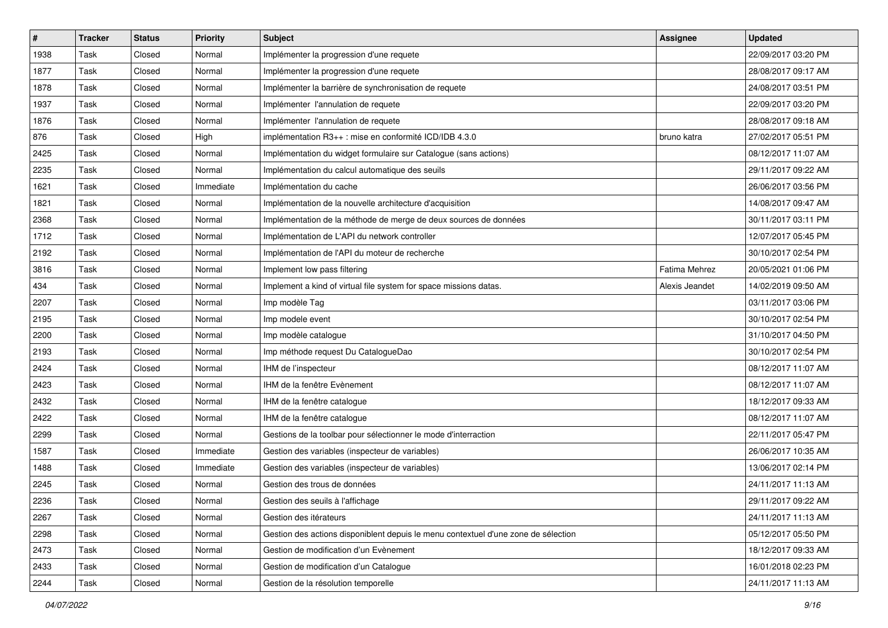| # | Tracker | Status | Priority | Subject | Assignee | Updated |
|---|---|---|---|---|---|---|
| 1938 | Task | Closed | Normal | Implémenter la progression d'une requete | | 22/09/2017 03:20 PM |
| 1877 | Task | Closed | Normal | Implémenter la progression d'une requete | | 28/08/2017 09:17 AM |
| 1878 | Task | Closed | Normal | Implémenter la barrière de synchronisation de requete | | 24/08/2017 03:51 PM |
| 1937 | Task | Closed | Normal | Implémenter  l'annulation de requete | | 22/09/2017 03:20 PM |
| 1876 | Task | Closed | Normal | Implémenter  l'annulation de requete | | 28/08/2017 09:18 AM |
| 876 | Task | Closed | High | implémentation R3++ : mise en conformité ICD/IDB 4.3.0 | bruno katra | 27/02/2017 05:51 PM |
| 2425 | Task | Closed | Normal | Implémentation du widget formulaire sur Catalogue (sans actions) | | 08/12/2017 11:07 AM |
| 2235 | Task | Closed | Normal | Implémentation du calcul automatique des seuils | | 29/11/2017 09:22 AM |
| 1621 | Task | Closed | Immediate | Implémentation du cache | | 26/06/2017 03:56 PM |
| 1821 | Task | Closed | Normal | Implémentation de la nouvelle architecture d'acquisition | | 14/08/2017 09:47 AM |
| 2368 | Task | Closed | Normal | Implémentation de la méthode de merge de deux sources de données | | 30/11/2017 03:11 PM |
| 1712 | Task | Closed | Normal | Implémentation de L'API du network controller | | 12/07/2017 05:45 PM |
| 2192 | Task | Closed | Normal | Implémentation de l'API du moteur de recherche | | 30/10/2017 02:54 PM |
| 3816 | Task | Closed | Normal | Implement low pass filtering | Fatima Mehrez | 20/05/2021 01:06 PM |
| 434 | Task | Closed | Normal | Implement a kind of virtual file system for space missions datas. | Alexis Jeandet | 14/02/2019 09:50 AM |
| 2207 | Task | Closed | Normal | Imp modèle Tag | | 03/11/2017 03:06 PM |
| 2195 | Task | Closed | Normal | Imp modele event | | 30/10/2017 02:54 PM |
| 2200 | Task | Closed | Normal | Imp modèle catalogue | | 31/10/2017 04:50 PM |
| 2193 | Task | Closed | Normal | Imp méthode request Du CatalogueDao | | 30/10/2017 02:54 PM |
| 2424 | Task | Closed | Normal | IHM de l'inspecteur | | 08/12/2017 11:07 AM |
| 2423 | Task | Closed | Normal | IHM de la fenêtre Evènement | | 08/12/2017 11:07 AM |
| 2432 | Task | Closed | Normal | IHM de la fenêtre catalogue | | 18/12/2017 09:33 AM |
| 2422 | Task | Closed | Normal | IHM de la fenêtre catalogue | | 08/12/2017 11:07 AM |
| 2299 | Task | Closed | Normal | Gestions de la toolbar pour sélectionner le mode d'interraction | | 22/11/2017 05:47 PM |
| 1587 | Task | Closed | Immediate | Gestion des variables (inspecteur de variables) | | 26/06/2017 10:35 AM |
| 1488 | Task | Closed | Immediate | Gestion des variables (inspecteur de variables) | | 13/06/2017 02:14 PM |
| 2245 | Task | Closed | Normal | Gestion des trous de données | | 24/11/2017 11:13 AM |
| 2236 | Task | Closed | Normal | Gestion des seuils à l'affichage | | 29/11/2017 09:22 AM |
| 2267 | Task | Closed | Normal | Gestion des itérateurs | | 24/11/2017 11:13 AM |
| 2298 | Task | Closed | Normal | Gestion des actions disponiblent depuis le menu contextuel d'une zone de sélection | | 05/12/2017 05:50 PM |
| 2473 | Task | Closed | Normal | Gestion de modification d'un Evènement | | 18/12/2017 09:33 AM |
| 2433 | Task | Closed | Normal | Gestion de modification d'un Catalogue | | 16/01/2018 02:23 PM |
| 2244 | Task | Closed | Normal | Gestion de la résolution temporelle | | 24/11/2017 11:13 AM |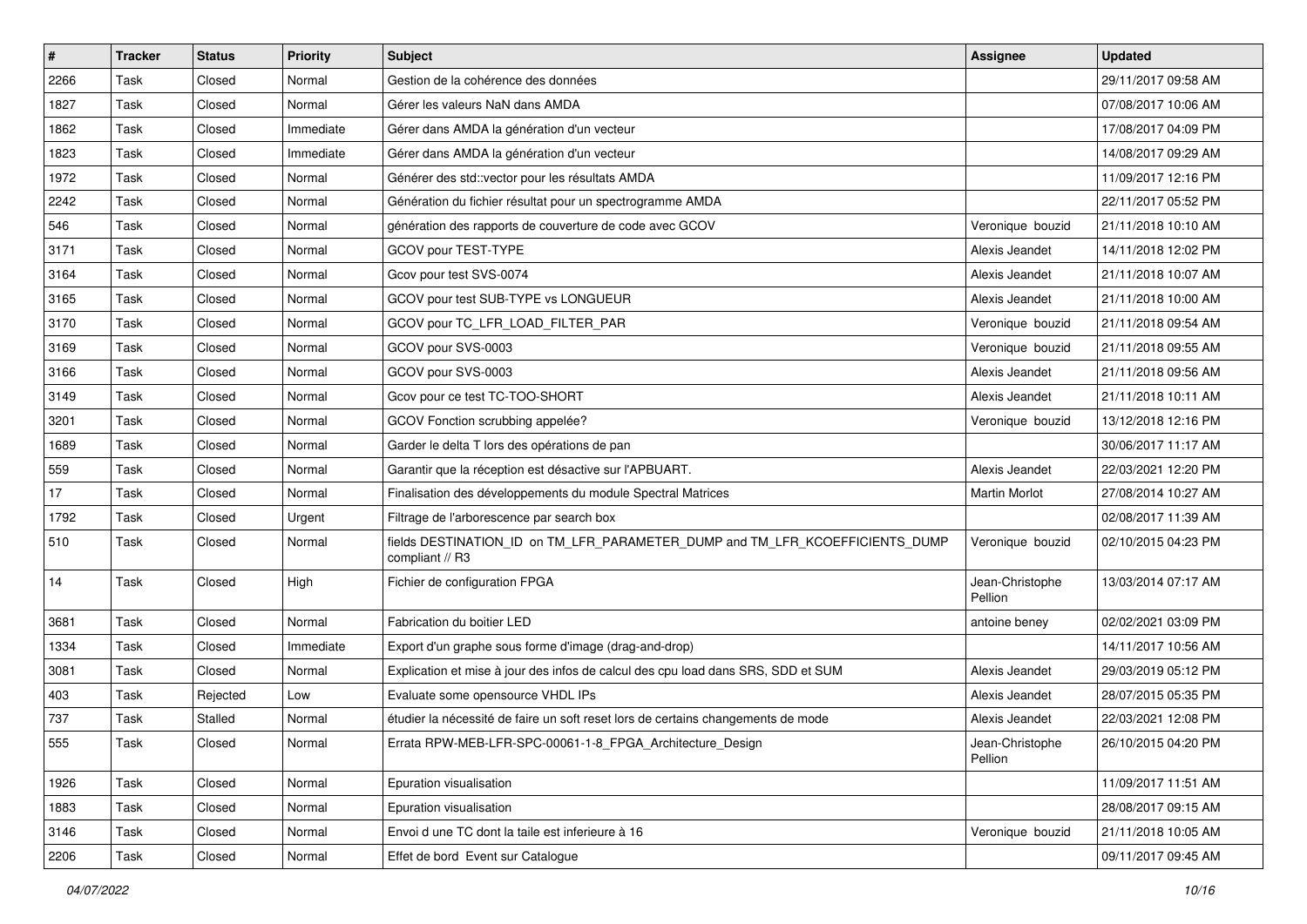| # | Tracker | Status | Priority | Subject | Assignee | Updated |
|---|---|---|---|---|---|---|
| 2266 | Task | Closed | Normal | Gestion de la cohérence des données | | 29/11/2017 09:58 AM |
| 1827 | Task | Closed | Normal | Gérer les valeurs NaN dans AMDA | | 07/08/2017 10:06 AM |
| 1862 | Task | Closed | Immediate | Gérer dans AMDA la génération d'un vecteur | | 17/08/2017 04:09 PM |
| 1823 | Task | Closed | Immediate | Gérer dans AMDA la génération d'un vecteur | | 14/08/2017 09:29 AM |
| 1972 | Task | Closed | Normal | Générer des std::vector pour les résultats AMDA | | 11/09/2017 12:16 PM |
| 2242 | Task | Closed | Normal | Génération du fichier résultat pour un spectrogramme AMDA | | 22/11/2017 05:52 PM |
| 546 | Task | Closed | Normal | génération des rapports de couverture de code avec GCOV | Veronique bouzid | 21/11/2018 10:10 AM |
| 3171 | Task | Closed | Normal | GCOV pour TEST-TYPE | Alexis Jeandet | 14/11/2018 12:02 PM |
| 3164 | Task | Closed | Normal | Gcov pour test SVS-0074 | Alexis Jeandet | 21/11/2018 10:07 AM |
| 3165 | Task | Closed | Normal | GCOV pour test SUB-TYPE vs LONGUEUR | Alexis Jeandet | 21/11/2018 10:00 AM |
| 3170 | Task | Closed | Normal | GCOV pour TC_LFR_LOAD_FILTER_PAR | Veronique bouzid | 21/11/2018 09:54 AM |
| 3169 | Task | Closed | Normal | GCOV pour SVS-0003 | Veronique bouzid | 21/11/2018 09:55 AM |
| 3166 | Task | Closed | Normal | GCOV pour SVS-0003 | Alexis Jeandet | 21/11/2018 09:56 AM |
| 3149 | Task | Closed | Normal | Gcov pour ce test TC-TOO-SHORT | Alexis Jeandet | 21/11/2018 10:11 AM |
| 3201 | Task | Closed | Normal | GCOV Fonction scrubbing appelée? | Veronique bouzid | 13/12/2018 12:16 PM |
| 1689 | Task | Closed | Normal | Garder le delta T lors des opérations de pan | | 30/06/2017 11:17 AM |
| 559 | Task | Closed | Normal | Garantir que la réception est désactive sur l'APBUART. | Alexis Jeandet | 22/03/2021 12:20 PM |
| 17 | Task | Closed | Normal | Finalisation des développements du module Spectral Matrices | Martin Morlot | 27/08/2014 10:27 AM |
| 1792 | Task | Closed | Urgent | Filtrage de l'arborescence par search box | | 02/08/2017 11:39 AM |
| 510 | Task | Closed | Normal | fields DESTINATION_ID on TM_LFR_PARAMETER_DUMP and TM_LFR_KCOEFFICIENTS_DUMP compliant // R3 | Veronique bouzid | 02/10/2015 04:23 PM |
| 14 | Task | Closed | High | Fichier de configuration FPGA | Jean-Christophe Pellion | 13/03/2014 07:17 AM |
| 3681 | Task | Closed | Normal | Fabrication du boitier LED | antoine beney | 02/02/2021 03:09 PM |
| 1334 | Task | Closed | Immediate | Export d'un graphe sous forme d'image (drag-and-drop) | | 14/11/2017 10:56 AM |
| 3081 | Task | Closed | Normal | Explication et mise à jour des infos de calcul des cpu load dans SRS, SDD et SUM | Alexis Jeandet | 29/03/2019 05:12 PM |
| 403 | Task | Rejected | Low | Evaluate some opensource VHDL IPs | Alexis Jeandet | 28/07/2015 05:35 PM |
| 737 | Task | Stalled | Normal | étudier la nécessité de faire un soft reset lors de certains changements de mode | Alexis Jeandet | 22/03/2021 12:08 PM |
| 555 | Task | Closed | Normal | Errata RPW-MEB-LFR-SPC-00061-1-8_FPGA_Architecture_Design | Jean-Christophe Pellion | 26/10/2015 04:20 PM |
| 1926 | Task | Closed | Normal | Epuration visualisation | | 11/09/2017 11:51 AM |
| 1883 | Task | Closed | Normal | Epuration visualisation | | 28/08/2017 09:15 AM |
| 3146 | Task | Closed | Normal | Envoi d une TC dont la taile est inferieure à 16 | Veronique bouzid | 21/11/2018 10:05 AM |
| 2206 | Task | Closed | Normal | Effet de bord Event sur Catalogue | | 09/11/2017 09:45 AM |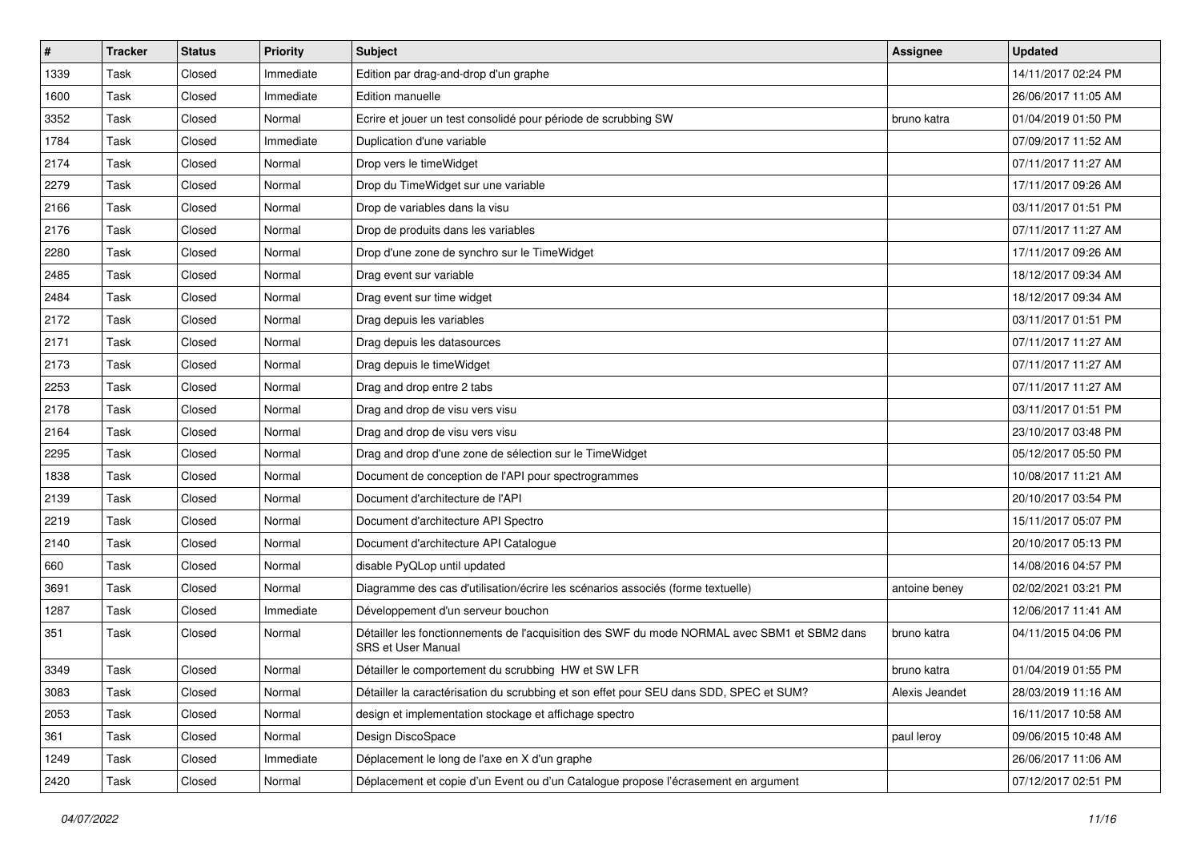| # | Tracker | Status | Priority | Subject | Assignee | Updated |
|---|---|---|---|---|---|---|
| 1339 | Task | Closed | Immediate | Edition par drag-and-drop d'un graphe | | 14/11/2017 02:24 PM |
| 1600 | Task | Closed | Immediate | Edition manuelle | | 26/06/2017 11:05 AM |
| 3352 | Task | Closed | Normal | Ecrire et jouer un test consolidé pour période de scrubbing SW | bruno katra | 01/04/2019 01:50 PM |
| 1784 | Task | Closed | Immediate | Duplication d'une variable | | 07/09/2017 11:52 AM |
| 2174 | Task | Closed | Normal | Drop vers le timeWidget | | 07/11/2017 11:27 AM |
| 2279 | Task | Closed | Normal | Drop du TimeWidget sur une variable | | 17/11/2017 09:26 AM |
| 2166 | Task | Closed | Normal | Drop de variables dans la visu | | 03/11/2017 01:51 PM |
| 2176 | Task | Closed | Normal | Drop de produits dans les variables | | 07/11/2017 11:27 AM |
| 2280 | Task | Closed | Normal | Drop d'une zone de synchro sur le TimeWidget | | 17/11/2017 09:26 AM |
| 2485 | Task | Closed | Normal | Drag event sur variable | | 18/12/2017 09:34 AM |
| 2484 | Task | Closed | Normal | Drag event sur time widget | | 18/12/2017 09:34 AM |
| 2172 | Task | Closed | Normal | Drag depuis les variables | | 03/11/2017 01:51 PM |
| 2171 | Task | Closed | Normal | Drag depuis les datasources | | 07/11/2017 11:27 AM |
| 2173 | Task | Closed | Normal | Drag depuis le timeWidget | | 07/11/2017 11:27 AM |
| 2253 | Task | Closed | Normal | Drag and drop entre 2 tabs | | 07/11/2017 11:27 AM |
| 2178 | Task | Closed | Normal | Drag and drop de visu vers visu | | 03/11/2017 01:51 PM |
| 2164 | Task | Closed | Normal | Drag and drop de visu vers visu | | 23/10/2017 03:48 PM |
| 2295 | Task | Closed | Normal | Drag and drop d'une zone de sélection sur le TimeWidget | | 05/12/2017 05:50 PM |
| 1838 | Task | Closed | Normal | Document de conception de l'API pour spectrogrammes | | 10/08/2017 11:21 AM |
| 2139 | Task | Closed | Normal | Document d'architecture de l'API | | 20/10/2017 03:54 PM |
| 2219 | Task | Closed | Normal | Document d'architecture API Spectro | | 15/11/2017 05:07 PM |
| 2140 | Task | Closed | Normal | Document d'architecture API Catalogue | | 20/10/2017 05:13 PM |
| 660 | Task | Closed | Normal | disable PyQLop until updated | | 14/08/2016 04:57 PM |
| 3691 | Task | Closed | Normal | Diagramme des cas d'utilisation/écrire les scénarios associés (forme textuelle) | antoine beney | 02/02/2021 03:21 PM |
| 1287 | Task | Closed | Immediate | Développement d'un serveur bouchon | | 12/06/2017 11:41 AM |
| 351 | Task | Closed | Normal | Détailler les fonctionnements de l'acquisition des SWF du mode NORMAL avec SBM1 et SBM2 dans SRS et User Manual | bruno katra | 04/11/2015 04:06 PM |
| 3349 | Task | Closed | Normal | Détailler le comportement du scrubbing HW et SW LFR | bruno katra | 01/04/2019 01:55 PM |
| 3083 | Task | Closed | Normal | Détailler la caractérisation du scrubbing et son effet pour SEU dans SDD, SPEC et SUM? | Alexis Jeandet | 28/03/2019 11:16 AM |
| 2053 | Task | Closed | Normal | design et implementation stockage et affichage spectro | | 16/11/2017 10:58 AM |
| 361 | Task | Closed | Normal | Design DiscoSpace | paul leroy | 09/06/2015 10:48 AM |
| 1249 | Task | Closed | Immediate | Déplacement le long de l'axe en X d'un graphe | | 26/06/2017 11:06 AM |
| 2420 | Task | Closed | Normal | Déplacement et copie d'un Event ou d'un Catalogue propose l'écrasement en argument | | 07/12/2017 02:51 PM |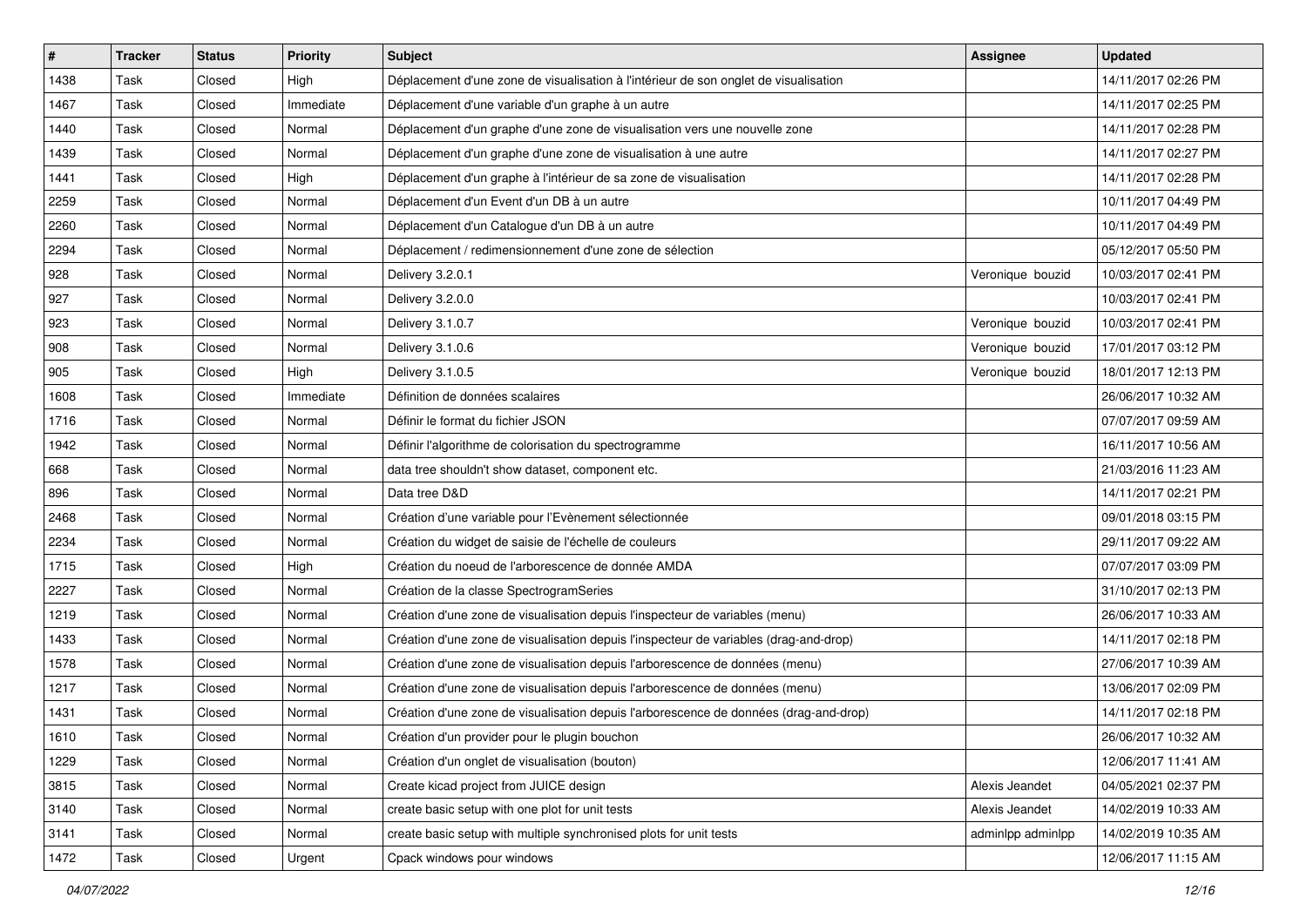| # | Tracker | Status | Priority | Subject | Assignee | Updated |
|---|---|---|---|---|---|---|
| 1438 | Task | Closed | High | Déplacement d'une zone de visualisation à l'intérieur de son onglet de visualisation | | 14/11/2017 02:26 PM |
| 1467 | Task | Closed | Immediate | Déplacement d'une variable d'un graphe à un autre | | 14/11/2017 02:25 PM |
| 1440 | Task | Closed | Normal | Déplacement d'un graphe d'une zone de visualisation vers une nouvelle zone | | 14/11/2017 02:28 PM |
| 1439 | Task | Closed | Normal | Déplacement d'un graphe d'une zone de visualisation à une autre | | 14/11/2017 02:27 PM |
| 1441 | Task | Closed | High | Déplacement d'un graphe à l'intérieur de sa zone de visualisation | | 14/11/2017 02:28 PM |
| 2259 | Task | Closed | Normal | Déplacement d'un Event d'un DB à un autre | | 10/11/2017 04:49 PM |
| 2260 | Task | Closed | Normal | Déplacement d'un Catalogue d'un DB à un autre | | 10/11/2017 04:49 PM |
| 2294 | Task | Closed | Normal | Déplacement / redimensionnement d'une zone de sélection | | 05/12/2017 05:50 PM |
| 928 | Task | Closed | Normal | Delivery 3.2.0.1 | Veronique bouzid | 10/03/2017 02:41 PM |
| 927 | Task | Closed | Normal | Delivery 3.2.0.0 | | 10/03/2017 02:41 PM |
| 923 | Task | Closed | Normal | Delivery 3.1.0.7 | Veronique bouzid | 10/03/2017 02:41 PM |
| 908 | Task | Closed | Normal | Delivery 3.1.0.6 | Veronique bouzid | 17/01/2017 03:12 PM |
| 905 | Task | Closed | High | Delivery 3.1.0.5 | Veronique bouzid | 18/01/2017 12:13 PM |
| 1608 | Task | Closed | Immediate | Définition de données scalaires | | 26/06/2017 10:32 AM |
| 1716 | Task | Closed | Normal | Définir le format du fichier JSON | | 07/07/2017 09:59 AM |
| 1942 | Task | Closed | Normal | Définir l'algorithme de colorisation du spectrogramme | | 16/11/2017 10:56 AM |
| 668 | Task | Closed | Normal | data tree shouldn't show dataset, component etc. | | 21/03/2016 11:23 AM |
| 896 | Task | Closed | Normal | Data tree D&D | | 14/11/2017 02:21 PM |
| 2468 | Task | Closed | Normal | Création d'une variable pour l'Evènement sélectionnée | | 09/01/2018 03:15 PM |
| 2234 | Task | Closed | Normal | Création du widget de saisie de l'échelle de couleurs | | 29/11/2017 09:22 AM |
| 1715 | Task | Closed | High | Création du noeud de l'arborescence de donnée AMDA | | 07/07/2017 03:09 PM |
| 2227 | Task | Closed | Normal | Création de la classe SpectrogramSeries | | 31/10/2017 02:13 PM |
| 1219 | Task | Closed | Normal | Création d'une zone de visualisation depuis l'inspecteur de variables (menu) | | 26/06/2017 10:33 AM |
| 1433 | Task | Closed | Normal | Création d'une zone de visualisation depuis l'inspecteur de variables (drag-and-drop) | | 14/11/2017 02:18 PM |
| 1578 | Task | Closed | Normal | Création d'une zone de visualisation depuis l'arborescence de données (menu) | | 27/06/2017 10:39 AM |
| 1217 | Task | Closed | Normal | Création d'une zone de visualisation depuis l'arborescence de données (menu) | | 13/06/2017 02:09 PM |
| 1431 | Task | Closed | Normal | Création d'une zone de visualisation depuis l'arborescence de données (drag-and-drop) | | 14/11/2017 02:18 PM |
| 1610 | Task | Closed | Normal | Création d'un provider pour le plugin bouchon | | 26/06/2017 10:32 AM |
| 1229 | Task | Closed | Normal | Création d'un onglet de visualisation (bouton) | | 12/06/2017 11:41 AM |
| 3815 | Task | Closed | Normal | Create kicad project from JUICE design | Alexis Jeandet | 04/05/2021 02:37 PM |
| 3140 | Task | Closed | Normal | create basic setup with one plot for unit tests | Alexis Jeandet | 14/02/2019 10:33 AM |
| 3141 | Task | Closed | Normal | create basic setup with multiple synchronised plots for unit tests | adminlpp adminlpp | 14/02/2019 10:35 AM |
| 1472 | Task | Closed | Urgent | Cpack windows pour windows | | 12/06/2017 11:15 AM |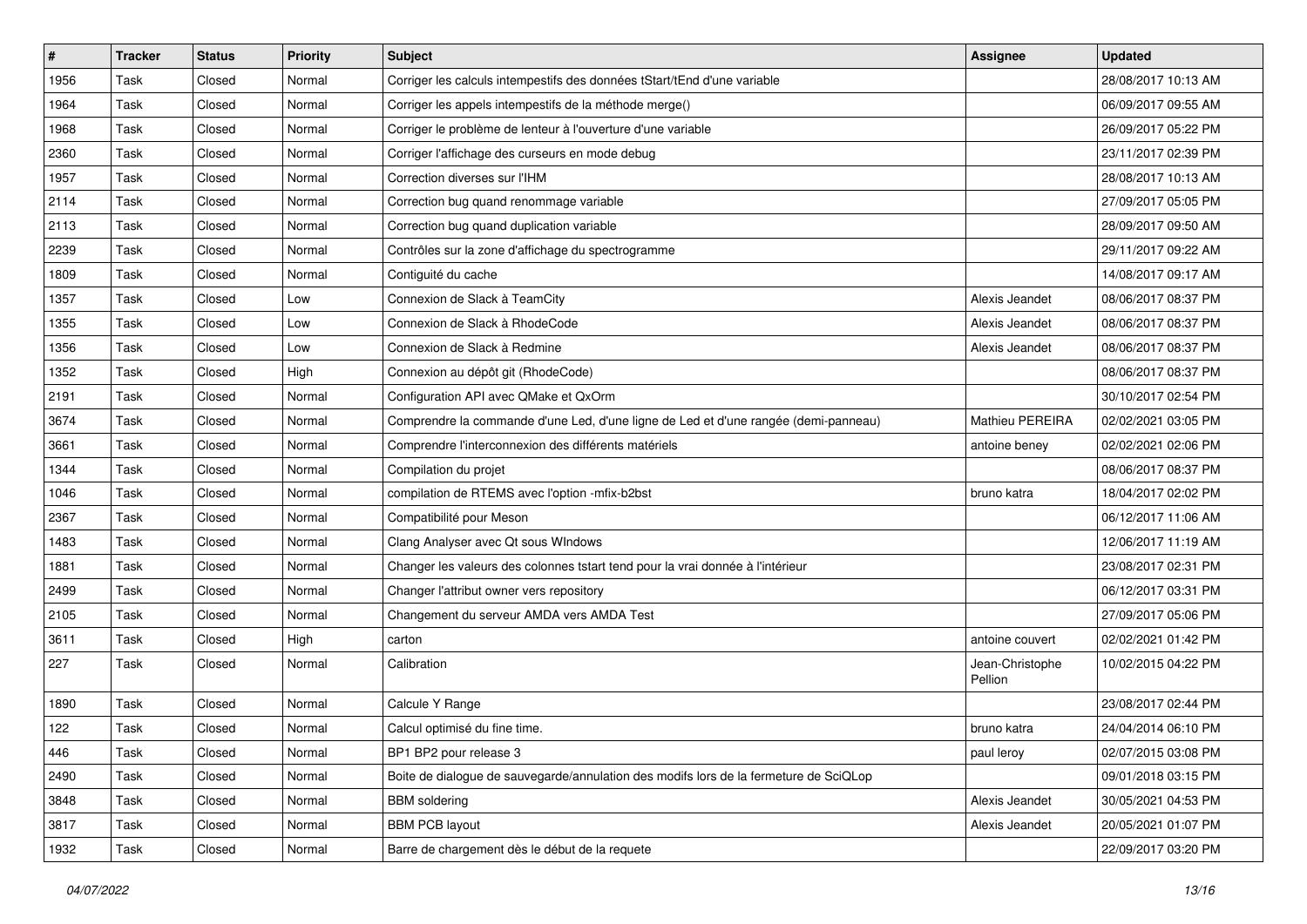| # | Tracker | Status | Priority | Subject | Assignee | Updated |
|---|---|---|---|---|---|---|
| 1956 | Task | Closed | Normal | Corriger les calculs intempestifs des données tStart/tEnd d'une variable | | 28/08/2017 10:13 AM |
| 1964 | Task | Closed | Normal | Corriger les appels intempestifs de la méthode merge() | | 06/09/2017 09:55 AM |
| 1968 | Task | Closed | Normal | Corriger le problème de lenteur à l'ouverture d'une variable | | 26/09/2017 05:22 PM |
| 2360 | Task | Closed | Normal | Corriger l'affichage des curseurs en mode debug | | 23/11/2017 02:39 PM |
| 1957 | Task | Closed | Normal | Correction diverses sur l'IHM | | 28/08/2017 10:13 AM |
| 2114 | Task | Closed | Normal | Correction bug quand renommage variable | | 27/09/2017 05:05 PM |
| 2113 | Task | Closed | Normal | Correction bug quand duplication variable | | 28/09/2017 09:50 AM |
| 2239 | Task | Closed | Normal | Contrôles sur la zone d'affichage du spectrogramme | | 29/11/2017 09:22 AM |
| 1809 | Task | Closed | Normal | Contiguité du cache | | 14/08/2017 09:17 AM |
| 1357 | Task | Closed | Low | Connexion de Slack à TeamCity | Alexis Jeandet | 08/06/2017 08:37 PM |
| 1355 | Task | Closed | Low | Connexion de Slack à RhodeCode | Alexis Jeandet | 08/06/2017 08:37 PM |
| 1356 | Task | Closed | Low | Connexion de Slack à Redmine | Alexis Jeandet | 08/06/2017 08:37 PM |
| 1352 | Task | Closed | High | Connexion au dépôt git (RhodeCode) | | 08/06/2017 08:37 PM |
| 2191 | Task | Closed | Normal | Configuration API avec QMake et QxOrm | | 30/10/2017 02:54 PM |
| 3674 | Task | Closed | Normal | Comprendre la commande d'une Led, d'une ligne de Led et d'une rangée (demi-panneau) | Mathieu PEREIRA | 02/02/2021 03:05 PM |
| 3661 | Task | Closed | Normal | Comprendre l'interconnexion des différents matériels | antoine beney | 02/02/2021 02:06 PM |
| 1344 | Task | Closed | Normal | Compilation du projet | | 08/06/2017 08:37 PM |
| 1046 | Task | Closed | Normal | compilation de RTEMS avec l'option -mfix-b2bst | bruno katra | 18/04/2017 02:02 PM |
| 2367 | Task | Closed | Normal | Compatibilité pour Meson | | 06/12/2017 11:06 AM |
| 1483 | Task | Closed | Normal | Clang Analyser avec Qt sous WIndows | | 12/06/2017 11:19 AM |
| 1881 | Task | Closed | Normal | Changer les valeurs des colonnes tstart tend pour la vrai donnée à l'intérieur | | 23/08/2017 02:31 PM |
| 2499 | Task | Closed | Normal | Changer l'attribut owner vers repository | | 06/12/2017 03:31 PM |
| 2105 | Task | Closed | Normal | Changement du serveur AMDA vers AMDA Test | | 27/09/2017 05:06 PM |
| 3611 | Task | Closed | High | carton | antoine couvert | 02/02/2021 01:42 PM |
| 227 | Task | Closed | Normal | Calibration | Jean-Christophe Pellion | 10/02/2015 04:22 PM |
| 1890 | Task | Closed | Normal | Calcule Y Range | | 23/08/2017 02:44 PM |
| 122 | Task | Closed | Normal | Calcul optimisé du fine time. | bruno katra | 24/04/2014 06:10 PM |
| 446 | Task | Closed | Normal | BP1 BP2 pour release 3 | paul leroy | 02/07/2015 03:08 PM |
| 2490 | Task | Closed | Normal | Boite de dialogue de sauvegarde/annulation des modifs lors de la fermeture de SciQLop | | 09/01/2018 03:15 PM |
| 3848 | Task | Closed | Normal | BBM soldering | Alexis Jeandet | 30/05/2021 04:53 PM |
| 3817 | Task | Closed | Normal | BBM PCB layout | Alexis Jeandet | 20/05/2021 01:07 PM |
| 1932 | Task | Closed | Normal | Barre de chargement dès le début de la requete | | 22/09/2017 03:20 PM |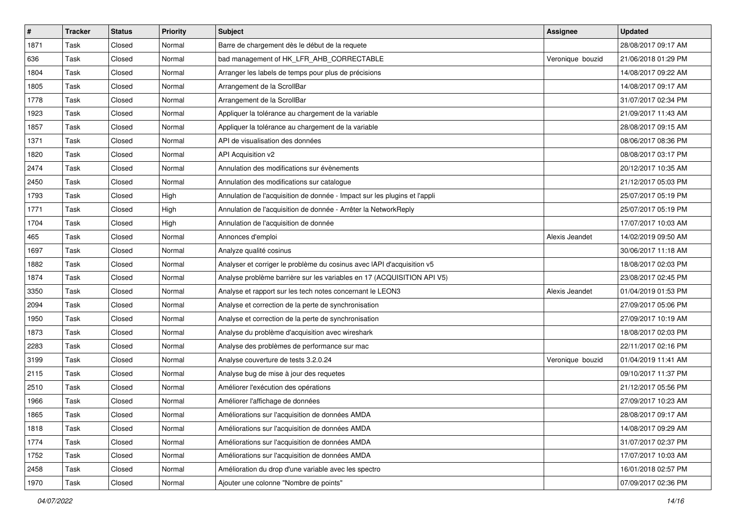| # | Tracker | Status | Priority | Subject | Assignee | Updated |
|---|---|---|---|---|---|---|
| 1871 | Task | Closed | Normal | Barre de chargement dès le début de la requete | | 28/08/2017 09:17 AM |
| 636 | Task | Closed | Normal | bad management of HK_LFR_AHB_CORRECTABLE | Veronique bouzid | 21/06/2018 01:29 PM |
| 1804 | Task | Closed | Normal | Arranger les labels de temps pour plus de précisions | | 14/08/2017 09:22 AM |
| 1805 | Task | Closed | Normal | Arrangement de la ScrollBar | | 14/08/2017 09:17 AM |
| 1778 | Task | Closed | Normal | Arrangement de la ScrollBar | | 31/07/2017 02:34 PM |
| 1923 | Task | Closed | Normal | Appliquer la tolérance au chargement de la variable | | 21/09/2017 11:43 AM |
| 1857 | Task | Closed | Normal | Appliquer la tolérance au chargement de la variable | | 28/08/2017 09:15 AM |
| 1371 | Task | Closed | Normal | API de visualisation des données | | 08/06/2017 08:36 PM |
| 1820 | Task | Closed | Normal | API Acquisition v2 | | 08/08/2017 03:17 PM |
| 2474 | Task | Closed | Normal | Annulation des modifications sur évènements | | 20/12/2017 10:35 AM |
| 2450 | Task | Closed | Normal | Annulation des modifications sur catalogue | | 21/12/2017 05:03 PM |
| 1793 | Task | Closed | High | Annulation de l'acquisition de donnée - Impact sur les plugins et l'appli | | 25/07/2017 05:19 PM |
| 1771 | Task | Closed | High | Annulation de l'acquisition de donnée - Arrêter la NetworkReply | | 25/07/2017 05:19 PM |
| 1704 | Task | Closed | High | Annulation de l'acquisition de donnée | | 17/07/2017 10:03 AM |
| 465 | Task | Closed | Normal | Annonces d'emploi | Alexis Jeandet | 14/02/2019 09:50 AM |
| 1697 | Task | Closed | Normal | Analyze qualité cosinus | | 30/06/2017 11:18 AM |
| 1882 | Task | Closed | Normal | Analyser et corriger le problème du cosinus avec lAPI d'acquisition v5 | | 18/08/2017 02:03 PM |
| 1874 | Task | Closed | Normal | Analyse problème barrière sur les variables en 17 (ACQUISITION API V5) | | 23/08/2017 02:45 PM |
| 3350 | Task | Closed | Normal | Analyse et rapport sur les tech notes concernant le LEON3 | Alexis Jeandet | 01/04/2019 01:53 PM |
| 2094 | Task | Closed | Normal | Analyse et correction de la perte de synchronisation | | 27/09/2017 05:06 PM |
| 1950 | Task | Closed | Normal | Analyse et correction de la perte de synchronisation | | 27/09/2017 10:19 AM |
| 1873 | Task | Closed | Normal | Analyse du problème d'acquisition avec wireshark | | 18/08/2017 02:03 PM |
| 2283 | Task | Closed | Normal | Analyse des problèmes de performance sur mac | | 22/11/2017 02:16 PM |
| 3199 | Task | Closed | Normal | Analyse couverture de tests 3.2.0.24 | Veronique bouzid | 01/04/2019 11:41 AM |
| 2115 | Task | Closed | Normal | Analyse bug de mise à jour des requetes | | 09/10/2017 11:37 PM |
| 2510 | Task | Closed | Normal | Améliorer l'exécution des opérations | | 21/12/2017 05:56 PM |
| 1966 | Task | Closed | Normal | Améliorer l'affichage de données | | 27/09/2017 10:23 AM |
| 1865 | Task | Closed | Normal | Améliorations sur l'acquisition de données AMDA | | 28/08/2017 09:17 AM |
| 1818 | Task | Closed | Normal | Améliorations sur l'acquisition de données AMDA | | 14/08/2017 09:29 AM |
| 1774 | Task | Closed | Normal | Améliorations sur l'acquisition de données AMDA | | 31/07/2017 02:37 PM |
| 1752 | Task | Closed | Normal | Améliorations sur l'acquisition de données AMDA | | 17/07/2017 10:03 AM |
| 2458 | Task | Closed | Normal | Amélioration du drop d'une variable avec les spectro | | 16/01/2018 02:57 PM |
| 1970 | Task | Closed | Normal | Ajouter une colonne "Nombre de points" | | 07/09/2017 02:36 PM |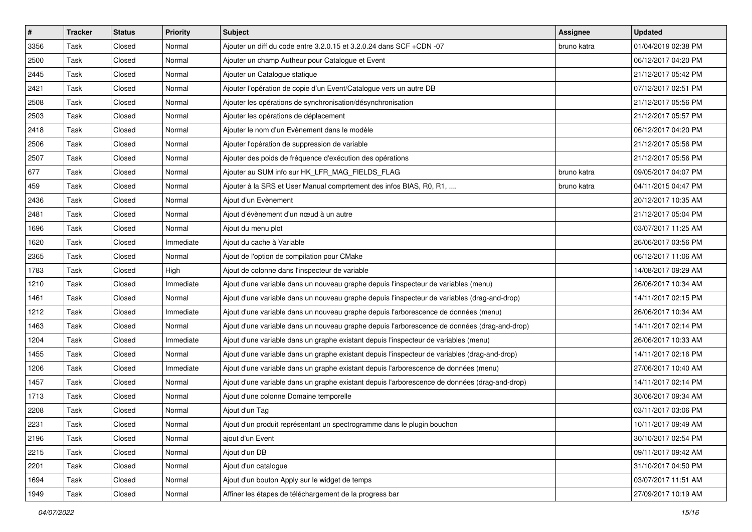| # | Tracker | Status | Priority | Subject | Assignee | Updated |
|---|---|---|---|---|---|---|
| 3356 | Task | Closed | Normal | Ajouter un diff du code entre 3.2.0.15 et 3.2.0.24 dans SCF +CDN -07 | bruno katra | 01/04/2019 02:38 PM |
| 2500 | Task | Closed | Normal | Ajouter un champ Autheur pour Catalogue et Event | | 06/12/2017 04:20 PM |
| 2445 | Task | Closed | Normal | Ajouter un Catalogue statique | | 21/12/2017 05:42 PM |
| 2421 | Task | Closed | Normal | Ajouter l'opération de copie d'un Event/Catalogue vers un autre DB | | 07/12/2017 02:51 PM |
| 2508 | Task | Closed | Normal | Ajouter les opérations de synchronisation/désynchronisation | | 21/12/2017 05:56 PM |
| 2503 | Task | Closed | Normal | Ajouter les opérations de déplacement | | 21/12/2017 05:57 PM |
| 2418 | Task | Closed | Normal | Ajouter le nom d'un Evènement dans le modèle | | 06/12/2017 04:20 PM |
| 2506 | Task | Closed | Normal | Ajouter l'opération de suppression de variable | | 21/12/2017 05:56 PM |
| 2507 | Task | Closed | Normal | Ajouter des poids de fréquence d'exécution des opérations | | 21/12/2017 05:56 PM |
| 677 | Task | Closed | Normal | Ajouter au SUM info sur HK_LFR_MAG_FIELDS_FLAG | bruno katra | 09/05/2017 04:07 PM |
| 459 | Task | Closed | Normal | Ajouter à la SRS et User Manual comprtement des infos BIAS, R0, R1, .... | bruno katra | 04/11/2015 04:47 PM |
| 2436 | Task | Closed | Normal | Ajout d'un Evènement | | 20/12/2017 10:35 AM |
| 2481 | Task | Closed | Normal | Ajout d'évènement d'un nœud à un autre | | 21/12/2017 05:04 PM |
| 1696 | Task | Closed | Normal | Ajout du menu plot | | 03/07/2017 11:25 AM |
| 1620 | Task | Closed | Immediate | Ajout du cache à Variable | | 26/06/2017 03:56 PM |
| 2365 | Task | Closed | Normal | Ajout de l'option de compilation pour CMake | | 06/12/2017 11:06 AM |
| 1783 | Task | Closed | High | Ajout de colonne dans l'inspecteur de variable | | 14/08/2017 09:29 AM |
| 1210 | Task | Closed | Immediate | Ajout d'une variable dans un nouveau graphe depuis l'inspecteur de variables (menu) | | 26/06/2017 10:34 AM |
| 1461 | Task | Closed | Normal | Ajout d'une variable dans un nouveau graphe depuis l'inspecteur de variables (drag-and-drop) | | 14/11/2017 02:15 PM |
| 1212 | Task | Closed | Immediate | Ajout d'une variable dans un nouveau graphe depuis l'arborescence de données (menu) | | 26/06/2017 10:34 AM |
| 1463 | Task | Closed | Normal | Ajout d'une variable dans un nouveau graphe depuis l'arborescence de données (drag-and-drop) | | 14/11/2017 02:14 PM |
| 1204 | Task | Closed | Immediate | Ajout d'une variable dans un graphe existant depuis l'inspecteur de variables (menu) | | 26/06/2017 10:33 AM |
| 1455 | Task | Closed | Normal | Ajout d'une variable dans un graphe existant depuis l'inspecteur de variables (drag-and-drop) | | 14/11/2017 02:16 PM |
| 1206 | Task | Closed | Immediate | Ajout d'une variable dans un graphe existant depuis l'arborescence de données (menu) | | 27/06/2017 10:40 AM |
| 1457 | Task | Closed | Normal | Ajout d'une variable dans un graphe existant depuis l'arborescence de données (drag-and-drop) | | 14/11/2017 02:14 PM |
| 1713 | Task | Closed | Normal | Ajout d'une colonne Domaine temporelle | | 30/06/2017 09:34 AM |
| 2208 | Task | Closed | Normal | Ajout d'un Tag | | 03/11/2017 03:06 PM |
| 2231 | Task | Closed | Normal | Ajout d'un produit représentant un spectrogramme dans le plugin bouchon | | 10/11/2017 09:49 AM |
| 2196 | Task | Closed | Normal | ajout d'un Event | | 30/10/2017 02:54 PM |
| 2215 | Task | Closed | Normal | Ajout d'un DB | | 09/11/2017 09:42 AM |
| 2201 | Task | Closed | Normal | Ajout d'un catalogue | | 31/10/2017 04:50 PM |
| 1694 | Task | Closed | Normal | Ajout d'un bouton Apply sur le widget de temps | | 03/07/2017 11:51 AM |
| 1949 | Task | Closed | Normal | Affiner les étapes de téléchargement de la progress bar | | 27/09/2017 10:19 AM |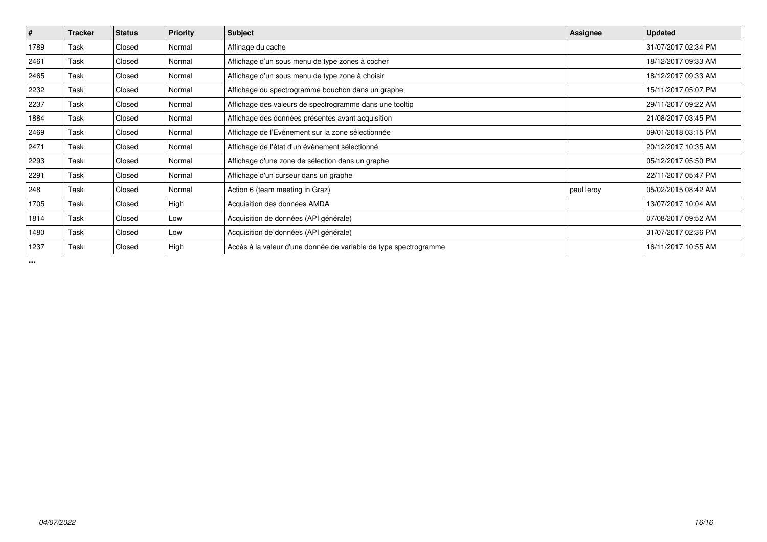| # | Tracker | Status | Priority | Subject | Assignee | Updated |
|---|---|---|---|---|---|---|
| 1789 | Task | Closed | Normal | Affinage du cache | | 31/07/2017 02:34 PM |
| 2461 | Task | Closed | Normal | Affichage d'un sous menu de type zones à cocher | | 18/12/2017 09:33 AM |
| 2465 | Task | Closed | Normal | Affichage d'un sous menu de type zone à choisir | | 18/12/2017 09:33 AM |
| 2232 | Task | Closed | Normal | Affichage du spectrogramme bouchon dans un graphe | | 15/11/2017 05:07 PM |
| 2237 | Task | Closed | Normal | Affichage des valeurs de spectrogramme dans une tooltip | | 29/11/2017 09:22 AM |
| 1884 | Task | Closed | Normal | Affichage des données présentes avant acquisition | | 21/08/2017 03:45 PM |
| 2469 | Task | Closed | Normal | Affichage de l'Evènement sur la zone sélectionnée | | 09/01/2018 03:15 PM |
| 2471 | Task | Closed | Normal | Affichage de l'état d'un évènement sélectionné | | 20/12/2017 10:35 AM |
| 2293 | Task | Closed | Normal | Affichage d'une zone de sélection dans un graphe | | 05/12/2017 05:50 PM |
| 2291 | Task | Closed | Normal | Affichage d'un curseur dans un graphe | | 22/11/2017 05:47 PM |
| 248 | Task | Closed | Normal | Action 6 (team meeting in Graz) | paul leroy | 05/02/2015 08:42 AM |
| 1705 | Task | Closed | High | Acquisition des données AMDA | | 13/07/2017 10:04 AM |
| 1814 | Task | Closed | Low | Acquisition de données (API générale) | | 07/08/2017 09:52 AM |
| 1480 | Task | Closed | Low | Acquisition de données (API générale) | | 31/07/2017 02:36 PM |
| 1237 | Task | Closed | High | Accès à la valeur d'une donnée de variable de type spectrogramme | | 16/11/2017 10:55 AM |

...